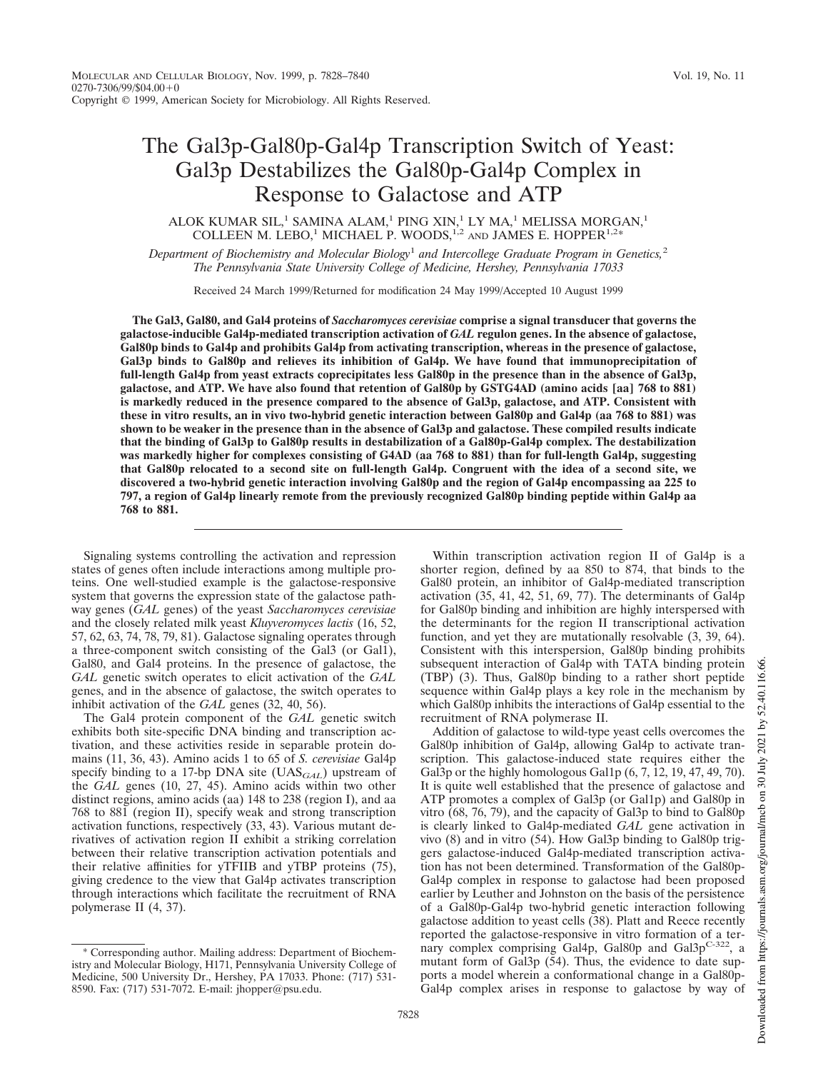# The Gal3p-Gal80p-Gal4p Transcription Switch of Yeast: Gal3p Destabilizes the Gal80p-Gal4p Complex in Response to Galactose and ATP

ALOK KUMAR SIL,[1] SAMINA ALAM,[1] PING XIN,[1] LY MA,[1] MELISSA MORGAN,[1] COLLEEN M. LEBO,[1] MICHAEL P. WOODS,[1,2] AND JAMES E. HOPPER[1,2]*

*Department of Biochemistry and Molecular Biology[1] and Intercollege Graduate Program in Genetics,[2] The Pennsylvania State University College of Medicine, Hershey, Pennsylvania 17033*

Received 24 March 1999/Returned for modification 24 May 1999/Accepted 10 August 1999

**The Gal3, Gal80, and Gal4 proteins of *Saccharomyces cerevisiae* comprise a signal transducer that governs the galactose-inducible Gal4p-mediated transcription activation of *GAL* regulon genes. In the absence of galactose, Gal80p binds to Gal4p and prohibits Gal4p from activating transcription, whereas in the presence of galactose, Gal3p binds to Gal80p and relieves its inhibition of Gal4p. We have found that immunoprecipitation of full-length Gal4p from yeast extracts coprecipitates less Gal80p in the presence than in the absence of Gal3p, galactose, and ATP. We have also found that retention of Gal80p by GSTG4AD (amino acids [aa] 768 to 881) is markedly reduced in the presence compared to the absence of Gal3p, galactose, and ATP. Consistent with these in vitro results, an in vivo two-hybrid genetic interaction between Gal80p and Gal4p (aa 768 to 881) was shown to be weaker in the presence than in the absence of Gal3p and galactose. These compiled results indicate that the binding of Gal3p to Gal80p results in destabilization of a Gal80p-Gal4p complex. The destabilization was markedly higher for complexes consisting of G4AD (aa 768 to 881) than for full-length Gal4p, suggesting that Gal80p relocated to a second site on full-length Gal4p. Congruent with the idea of a second site, we discovered a two-hybrid genetic interaction involving Gal80p and the region of Gal4p encompassing aa 225 to 797, a region of Gal4p linearly remote from the previously recognized Gal80p binding peptide within Gal4p aa 768 to 881.**

Signaling systems controlling the activation and repression states of genes often include interactions among multiple proteins. One well-studied example is the galactose-responsive system that governs the expression state of the galactose pathway genes (*GAL* genes) of the yeast *Saccharomyces cerevisiae* and the closely related milk yeast *Kluyveromyces lactis* (16, 52, 57, 62, 63, 74, 78, 79, 81). Galactose signaling operates through a three-component switch consisting of the Gal3 (or Gal1), Gal80, and Gal4 proteins. In the presence of galactose, the *GAL* genetic switch operates to elicit activation of the *GAL* genes, and in the absence of galactose, the switch operates to inhibit activation of the *GAL* genes (32, 40, 56).

The Gal4 protein component of the *GAL* genetic switch exhibits both site-specific DNA binding and transcription activation, and these activities reside in separable protein domains (11, 36, 43). Amino acids 1 to 65 of *S. cerevisiae* Gal4p specify binding to a 17-bp DNA site ($UAS_{GAL}$) upstream of the *GAL* genes (10, 27, 45). Amino acids within two other distinct regions, amino acids (aa) 148 to 238 (region I), and aa 768 to 881 (region II), specify weak and strong transcription activation functions, respectively (33, 43). Various mutant derivatives of activation region II exhibit a striking correlation between their relative transcription activation potentials and their relative affinities for yTFIIB and yTBP proteins (75), giving credence to the view that Gal4p activates transcription through interactions which facilitate the recruitment of RNA polymerase II (4, 37).

Within transcription activation region II of Gal4p is a shorter region, defined by aa 850 to 874, that binds to the Gal80 protein, an inhibitor of Gal4p-mediated transcription activation (35, 41, 42, 51, 69, 77). The determinants of Gal4p for Gal80p binding and inhibition are highly interspersed with the determinants for the region II transcriptional activation function, and yet they are mutationally resolvable (3, 39, 64). Consistent with this interspersion, Gal80p binding prohibits subsequent interaction of Gal4p with TATA binding protein (TBP) (3). Thus, Gal80p binding to a rather short peptide sequence within Gal4p plays a key role in the mechanism by which Gal80p inhibits the interactions of Gal4p essential to the recruitment of RNA polymerase II.

Addition of galactose to wild-type yeast cells overcomes the Gal80p inhibition of Gal4p, allowing Gal4p to activate transcription. This galactose-induced state requires either the Gal3p or the highly homologous Gal1p (6, 7, 12, 19, 47, 49, 70). It is quite well established that the presence of galactose and ATP promotes a complex of Gal3p (or Gal1p) and Gal80p in vitro (68, 76, 79), and the capacity of Gal3p to bind to Gal80p is clearly linked to Gal4p-mediated *GAL* gene activation in vivo (8) and in vitro (54). How Gal3p binding to Gal80p triggers galactose-induced Gal4p-mediated transcription activation has not been determined. Transformation of the Gal80p-Gal4p complex in response to galactose had been proposed earlier by Leuther and Johnston on the basis of the persistence of a Gal80p-Gal4p two-hybrid genetic interaction following galactose addition to yeast cells (38). Platt and Reece recently reported the galactose-responsive in vitro formation of a ternary complex comprising Gal4p, Gal80p and Gal3p$^{C-322}$, a mutant form of Gal3p (54). Thus, the evidence to date supports a model wherein a conformational change in a Gal80p-Gal4p complex arises in response to galactose by way of

\* Corresponding author. Mailing address: Department of Biochemistry and Molecular Biology, H171, Pennsylvania University College of Medicine, 500 University Dr., Hershey, PA 17033. Phone: (717) 531-8590. Fax: (717) 531-7072. E-mail: jhopper@psu.edu.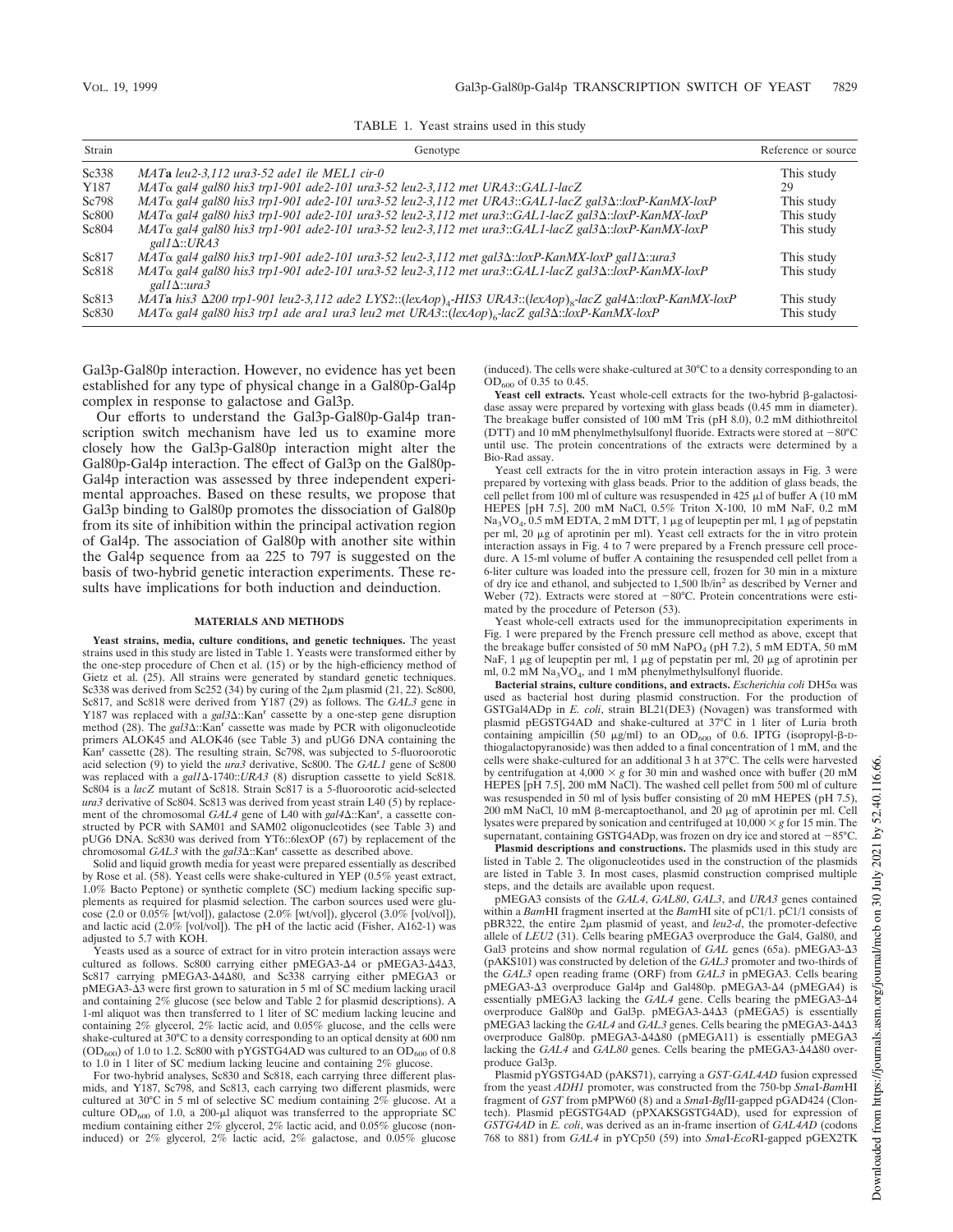TABLE 1. Yeast strains used in this study

| Strain | Genotype | Reference or source |
| --- | --- | --- |
| Sc338 | *MAT***a** *leu2-3,112 ura3-52 ade1 ile MEL1 cir-0* | This study |
| Y187 | *MAT*α *gal4 gal80 his3 trp1-901 ade2-101 ura3-52 leu2-3,112 met URA3::GAL1-lacZ* | 29 |
| Sc798 | *MAT*α *gal4 gal80 his3 trp1-901 ade2-101 ura3-52 leu2-3,112 met URA3::GAL1-lacZ gal3*Δ*::loxP-KanMX-loxP* | This study |
| Sc800 | *MAT*α *gal4 gal80 his3 trp1-901 ade2-101 ura3-52 leu2-3,112 met ura3::GAL1-lacZ gal3*Δ*::loxP-KanMX-loxP* | This study |
| Sc804 | *MAT*α *gal4 gal80 his3 trp1-901 ade2-101 ura3-52 leu2-3,112 met ura3::GAL1-lacZ gal3*Δ*::loxP-KanMX-loxP gal1*Δ*::URA3* | This study |
| Sc817 | *MAT*α *gal4 gal80 his3 trp1-901 ade2-101 ura3-52 leu2-3,112 met gal3*Δ*::loxP-KanMX-loxP gal1*Δ*::ura3* | This study |
| Sc818 | *MAT*α *gal4 gal80 his3 trp1-901 ade2-101 ura3-52 leu2-3,112 met ura3::GAL1-lacZ gal3*Δ*::loxP-KanMX-loxP gal1*Δ*::ura3* | This study |
| Sc813 | *MAT***a** *his3* Δ*200 trp1-901 leu2-3,112 ade2 LYS2::(lexAop)$_4$-HIS3 URA3::(lexAop)$_8$-lacZ gal4*Δ*::loxP-KanMX-loxP* | This study |
| Sc830 | *MAT*α *gal4 gal80 his3 trp1 ade ara1 ura3 leu2 met URA3::(lexAop)$_6$-lacZ gal3*Δ*::loxP-KanMX-loxP* | This study |

Gal3p-Gal80p interaction. However, no evidence has yet been established for any type of physical change in a Gal80p-Gal4p complex in response to galactose and Gal3p.

Our efforts to understand the Gal3p-Gal80p-Gal4p transcription switch mechanism have led us to examine more closely how the Gal3p-Gal80p interaction might alter the Gal80p-Gal4p interaction. The effect of Gal3p on the Gal80p-Gal4p interaction was assessed by three independent experimental approaches. Based on these results, we propose that Gal3p binding to Gal80p promotes the dissociation of Gal80p from its site of inhibition within the principal activation region of Gal4p. The association of Gal80p with another site within the Gal4p sequence from aa 225 to 797 is suggested on the basis of two-hybrid genetic interaction experiments. These results have implications for both induction and deinduction.

## MATERIALS AND METHODS

**Yeast strains, media, culture conditions, and genetic techniques.** The yeast strains used in this study are listed in Table 1. Yeasts were transformed either by the one-step procedure of Chen et al. (15) or by the high-efficiency method of Gietz et al. (25). All strains were generated by standard genetic techniques. Sc338 was derived from Sc252 (34) by curing of the 2μm plasmid (21, 22). Sc800, Sc817, and Sc818 were derived from Y187 (29) as follows. The *GAL3* gene in Y187 was replaced with a *gal3*Δ::Kan$^r$ cassette by a one-step gene disruption method (28). The *gal3*Δ::Kan$^r$ cassette was made by PCR with oligonucleotide primers ALOK45 and ALOK46 (see Table 3) and pUG6 DNA containing the Kan$^r$ cassette (28). The resulting strain, Sc798, was subjected to 5-fluoroorotic acid selection (9) to yield the *ura3* derivative, Sc800. The *GAL1* gene of Sc800 was replaced with a *gal1*Δ-1740::*URA3* (8) disruption cassette to yield Sc818. Sc804 is a *lacZ* mutant of Sc818. Strain Sc817 is a 5-fluoroorotic acid-selected *ura3* derivative of Sc804. Sc813 was derived from yeast strain L40 (5) by replacement of the chromosomal *GAL4* gene of L40 with *gal4*Δ::Kan$^r$, a cassette constructed by PCR with SAM01 and SAM02 oligonucleotides (see Table 3) and pUG6 DNA. Sc830 was derived from YT6::6lexOP (67) by replacement of the chromosomal *GAL3* with the *gal3*Δ::Kan$^r$ cassette as described above.

Solid and liquid growth media for yeast were prepared essentially as described by Rose et al. (58). Yeast cells were shake-cultured in YEP (0.5% yeast extract, 1.0% Bacto Peptone) or synthetic complete (SC) medium lacking specific supplements as required for plasmid selection. The carbon sources used were glucose (2.0 or 0.05% [wt/vol]), galactose (2.0% [wt/vol]), glycerol (3.0% [vol/vol]), and lactic acid (2.0% [vol/vol]). The pH of the lactic acid (Fisher, A162-1) was adjusted to 5.7 with KOH.

Yeasts used as a source of extract for in vitro protein interaction assays were cultured as follows. Sc800 carrying either pMEGA3-Δ4 or pMEGA3-Δ4Δ3, Sc817 carrying pMEGA3-Δ4Δ80, and Sc338 carrying either pMEGA3 or pMEGA3-Δ3 were first grown to saturation in 5 ml of SC medium lacking uracil and containing 2% glucose (see below and Table 2 for plasmid descriptions). A 1-ml aliquot was then transferred to 1 liter of SC medium lacking leucine and containing 2% glycerol, 2% lactic acid, and 0.05% glucose, and the cells were shake-cultured at 30°C to a density corresponding to an optical density at 600 nm ($OD_{600}$) of 1.0 to 1.2. Sc800 with pYGSTG4AD was cultured to an $OD_{600}$ of 0.8 to 1.0 in 1 liter of SC medium lacking leucine and containing 2% glucose.

For two-hybrid analyses, Sc830 and Sc818, each carrying three different plasmids, and Y187, Sc798, and Sc813, each carrying two different plasmids, were cultured at 30°C in 5 ml of selective SC medium containing 2% glucose. At a culture $OD_{600}$ of 1.0, a 200-μl aliquot was transferred to the appropriate SC medium containing either 2% glycerol, 2% lactic acid, and 0.05% glucose (noninduced) or 2% glycerol, 2% lactic acid, 2% galactose, and 0.05% glucose (induced). The cells were shake-cultured at 30°C to a density corresponding to an $OD_{600}$ of 0.35 to 0.45.

**Yeast cell extracts.** Yeast whole-cell extracts for the two-hybrid β-galactosidase assay were prepared by vortexing with glass beads (0.45 mm in diameter). The breakage buffer consisted of 100 mM Tris (pH 8.0), 0.2 mM dithiothreitol (DTT) and 10 mM phenylmethylsulfonyl fluoride. Extracts were stored at −80°C until use. The protein concentrations of the extracts were determined by a Bio-Rad assay.

Yeast cell extracts for the in vitro protein interaction assays in Fig. 3 were prepared by vortexing with glass beads. Prior to the addition of glass beads, the cell pellet from 100 ml of culture was resuspended in 425 μl of buffer A (10 mM HEPES [pH 7.5], 200 mM NaCl, 0.5% Triton X-100, 10 mM NaF, 0.2 mM $Na_3VO_4$, 0.5 mM EDTA, 2 mM DTT, 1 μg of leupeptin per ml, 1 μg of pepstatin per ml, 20 μg of aprotinin per ml). Yeast cell extracts for the in vitro protein interaction assays in Fig. 4 to 7 were prepared by a French pressure cell procedure. A 15-ml volume of buffer A containing the resuspended cell pellet from a 6-liter culture was loaded into the pressure cell, frozen for 30 min in a mixture of dry ice and ethanol, and subjected to 1,500 lb/in$^2$ as described by Verner and Weber (72). Extracts were stored at −80°C. Protein concentrations were estimated by the procedure of Peterson (53).

Yeast whole-cell extracts used for the immunoprecipitation experiments in Fig. 1 were prepared by the French pressure cell method as above, except that the breakage buffer consisted of 50 mM $NaPO_4$ (pH 7.2), 5 mM EDTA, 50 mM NaF, 1 μg of leupeptin per ml, 1 μg of pepstatin per ml, 20 μg of aprotinin per ml, 0.2 mM $Na_3VO_4$, and 1 mM phenylmethylsulfonyl fluoride.

**Bacterial strains, culture conditions, and extracts.** *Escherichia coli* DH5α was used as bacterial host during plasmid construction. For the production of GSTGal4ADp in *E. coli*, strain BL21(DE3) (Novagen) was transformed with plasmid pEGSTG4AD and shake-cultured at 37°C in 1 liter of Luria broth containing ampicillin (50 μg/ml) to an $OD_{600}$ of 0.6. IPTG (isopropyl-β-D-thiogalactopyranoside) was then added to a final concentration of 1 mM, and the cells were shake-cultured for an additional 3 h at 37°C. The cells were harvested by centrifugation at 4,000 × *g* for 30 min and washed once with buffer (20 mM HEPES [pH 7.5], 200 mM NaCl). The washed cell pellet from 500 ml of culture was resuspended in 50 ml of lysis buffer consisting of 20 mM HEPES (pH 7.5), 200 mM NaCl, 10 mM β-mercaptoethanol, and 20 μg of aprotinin per ml. Cell lysates were prepared by sonication and centrifuged at 10,000 × *g* for 15 min. The supernatant, containing GSTG4ADp, was frozen on dry ice and stored at −85°C.

**Plasmid descriptions and constructions.** The plasmids used in this study are listed in Table 2. The oligonucleotides used in the construction of the plasmids are listed in Table 3. In most cases, plasmid construction comprised multiple steps, and the details are available upon request.

pMEGA3 consists of the *GAL4*, *GAL80*, *GAL3*, and *URA3* genes contained within a *Bam*HI fragment inserted at the *Bam*HI site of pC1/1. pC1/1 consists of pBR322, the entire 2μm plasmid of yeast, and *leu2-d*, the promoter-defective allele of *LEU2* (31). Cells bearing pMEGA3 overproduce the Gal4, Gal80, and Gal3 proteins and show normal regulation of *GAL* genes (65a). pMEGA3-Δ3 (pAKS101) was constructed by deletion of the *GAL3* promoter and two-thirds of the *GAL3* open reading frame (ORF) from *GAL3* in pMEGA3. Cells bearing pMEGA3-Δ3 overproduce Gal4p and Gal480p. pMEGA3-Δ4 (pMEGA4) is essentially pMEGA3 lacking the *GAL4* gene. Cells bearing the pMEGA3-Δ4 overproduce Gal80p and Gal3p. pMEGA3-Δ4Δ3 (pMEGA5) is essentially pMEGA3 lacking the *GAL4* and *GAL3* genes. Cells bearing the pMEGA3-Δ4Δ3 overproduce Gal80p. pMEGA3-Δ4Δ80 (pMEGA11) is essentially pMEGA3 lacking the *GAL4* and *GAL80* genes. Cells bearing the pMEGA3-Δ4Δ80 overproduce Gal3p.

Plasmid pYGSTG4AD (pAKS71), carrying a *GST-GAL4AD* fusion expressed from the yeast *ADH1* promoter, was constructed from the 750-bp *Sma*I-*Bam*HI fragment of *GST* from pMPW60 (8) and a *Sma*I-*Bgl*II-gapped pGAD424 (Clontech). Plasmid pEGSTG4AD (pPXAKSGSTG4AD), used for expression of *GSTG4AD* in *E. coli*, was derived as an in-frame insertion of *GAL4AD* (codons 768 to 881) from *GAL4* in pYCp50 (59) into *Sma*I-*Eco*RI-gapped pGEX2TK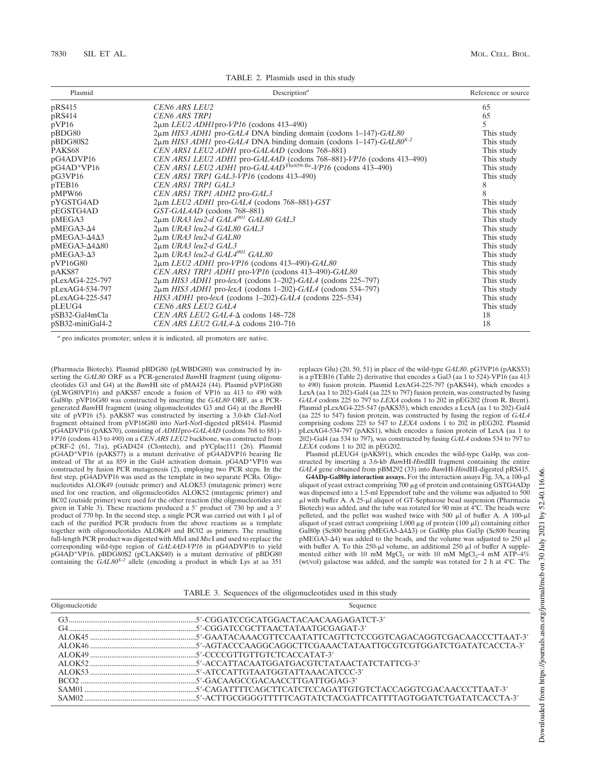TABLE 2. Plasmids used in this study

| Plasmid | Description[a] | Reference or source |
|---|---|---|
| pRS415 | *CEN6 ARS LEU2* | 65 |
| pRS414 | *CEN6 ARS TRP1* | 65 |
| pVP16 | 2μm *LEU2 ADH1*pro-*VP16* (codons 413–490) | 5 |
| pBDG80 | 2μm *HIS3 ADH1* pro-*GAL4* DNA binding domain (codons 1–147)-*GAL80* | This study |
| pBDG80S2 | 2μm *HIS3 ADH1* pro-*GAL4* DNA binding domain (codons 1–147)-*GAL80*$^{S-2}$ | This study |
| PAKS68 | *CEN ARS1 LEU2 ADH1* pro-*GAL4AD* (codons 768–881) | This study |
| pG4ADVP16 | *CEN ARS1 LEU2 ADH1* pro-*GAL4AD* (codons 768–881)-*VP16* (codons 413–490) | This study |
| pG4AD*VP16 | *CEN ARS1 LEU2 ADH1* pro-*GAL4AD*$^{Thr859\text{-}Ile}$-*VP16* (codons 413–490) | This study |
| pG3VP16 | *CEN ARS1 TRP1 GAL3-VP16* (codons 413–490) | This study |
| pTEB16 | *CEN ARS1 TRP1 GAL3* | 8 |
| pMPW66 | *CEN ARS1 TRP1 ADH2* pro-*GAL3* | 8 |
| pYGSTG4AD | 2μm *LEU2 ADH1* pro-*GAL4* (codons 768–881)-*GST* | This study |
| pEGSTG4AD | *GST-GAL4AD* (codons 768–881) | This study |
| pMEGA3 | 2μm *URA3 leu2-d GAL4*$^{901}$ *GAL80 GAL3* | This study |
| pMEGA3-Δ4 | 2μm *URA3 leu2-d GAL80 GAL3* | This study |
| pMEGA3-Δ4Δ3 | 2μm *URA3 leu2-d GAL80* | This study |
| pMEGA3-Δ4Δ80 | 2μm *URA3 leu2-d GAL3* | This study |
| pMEGA3-Δ3 | 2μm *URA3 leu2-d GAL4*$^{901}$ *GAL80* | This study |
| pVP16G80 | 2μm *LEU2 ADH1* pro-*VP16* (codons 413–490)-*GAL80* | This study |
| pAKS87 | *CEN ARS1 TRP1 ADH1* pro-*VP16* (codons 413–490)-*GAL80* | This study |
| pLexAG4-225-797 | 2μm *HIS3 ADH1* pro-*lexA* (codons 1–202)-*GAL4* (codons 225–797) | This study |
| pLexAG4-534-797 | 2μm *HIS3 ADH1* pro-*lexA* (codons 1–202)-*GAL4* (codons 534–797) | This study |
| pLexAG4-225-547 | *HIS3 ADH1* pro-*lexA* (codons 1–202)-*GAL4* (codons 225–534) | This study |
| pLEUG4 | *CEN6 ARS LEU2 GAL4* | This study |
| pSB32-Gal4mCla | *CEN ARS LEU2 GAL4*-Δ codons 148–728 | 18 |
| pSB32-miniGal4-2 | *CEN ARS LEU2 GAL4*-Δ codons 210–716 | 18 |

[a] pro indicates promoter; unless it is indicated, all promoters are native.

(Pharmacia Biotech). Plasmid pBDG80 (pLWBDG80) was constructed by inserting the *GAL80* ORF as a PCR-generated *Bam*HI fragment (using oligonucleotides G3 and G4) at the *Bam*HI site of pMA424 (44). Plasmid pVP16G80 (pLWG80VP16) and pAKS87 encode a fusion of VP16 aa 413 to 490 with Gal80p. pVP16G80 was constructed by inserting the *GAL80* ORF, as a PCR-generated *Bam*HI fragment (using oligonucleotides G3 and G4) at the *Bam*HI site of pVP16 (5). pAKS87 was constructed by inserting a 3.0-kb *Cla*I-*Not*I fragment obtained from pVP16G80 into *Nar*I-*Not*I-digested pRS414. Plasmid pG4ADVP16 (pAKS70), consisting of *ADH1*pro-*GAL4AD* (codons 768 to 881)-*VP16* (codons 413 to 490) on a *CEN ARS LEU2* backbone, was constructed from pCRF-2 (61, 71a), pGAD424 (Clontech), and pYCplac111 (26). Plasmid pG4AD*VP16 (pAKS77) is a mutant derivative of pG4ADVP16 bearing Ile instead of Thr at aa 859 in the Gal4 activation domain. pG4AD*VP16 was constructed by fusion PCR mutagenesis (2), employing two PCR steps. In the first step, pG4ADVP16 was used as the template in two separate PCRs. Oligonucleotides ALOK49 (outside primer) and ALOK53 (mutagenic primer) were used for one reaction, and oligonucleotides ALOK52 (mutagenic primer) and BC02 (outside primer) were used for the other reaction (the oligonucleotides are given in Table 3). These reactions produced a 5′ product of 730 bp and a 3′ product of 770 bp. In the second step, a single PCR was carried out with 1 μl of each of the purified PCR products from the above reactions as a template together with oligonucleotides ALOK49 and BC02 as primers. The resulting full-length PCR product was digested with *Mlu*I and *Msc*I and used to replace the corresponding wild-type region of *GAL4AD-VP16* in pG4ADVP16 to yield pG4AD*VP16. pBDG80S2 (pCLAKS40) is a mutant derivative of pBDG80 containing the *GAL80*$^{S-2}$ allele (encoding a product in which Lys at aa 351 replaces Glu) (20, 50, 51) in place of the wild-type *GAL80*. pG3VP16 (pAKS33) is a pTEB16 (Table 2) derivative that encodes a Gal3 (aa 1 to 524)-VP16 (aa 413 to 490) fusion protein. Plasmid LexAG4-225-797 (pAKS44), which encodes a LexA (aa 1 to 202)-Gal4 (aa 225 to 797) fusion protein, was constructed by fusing *GAL4* codons 225 to 797 to *LEXA* codons 1 to 202 in pEG202 (from R. Brent). Plasmid pLexAG4-225-547 (pAKS35), which encodes a LexA (aa 1 to 202)-Gal4 (aa 225 to 547) fusion protein, was constructed by fusing the region of *GAL4* comprising codons 225 to 547 to *LEXA* codons 1 to 202 in pEG202. Plasmid pLexAG4-534-797 (pAKS1), which encodes a fusion protein of LexA (aa 1 to 202)-Gal4 (aa 534 to 797), was constructed by fusing *GAL4* codons 534 to 797 to *LEXA* codons 1 to 202 in pEG202.

Plasmid pLEUG4 (pAKS91), which encodes the wild-type Gal4p, was constructed by inserting a 3.6-kb *Bam*HI-*Hin*dIII fragment containing the entire *GAL4* gene obtained from pBM292 (33) into *Bam*HI-*Hin*dIII-digested pRS415.

**G4ADp-Gal80p interaction assays.** For the interaction assays Fig. 3A, a 100-μl aliquot of yeast extract comprising 700 μg of protein and containing GSTG4ADp was dispensed into a 1.5-ml Eppendorf tube and the volume was adjusted to 500 μl with buffer A. A 25-μl aliquot of GT-Sepharose bead suspension (Pharmacia Biotech) was added, and the tube was rotated for 90 min at 4°C. The beads were pelleted, and the pellet was washed twice with 500 μl of buffer A. A 100-μl aliquot of yeast extract comprising 1,000 μg of protein (100 μl) containing either Gal80p (Sc800 bearing pMEGA3-Δ4Δ3) or Gal80p plus Gal3p (Sc800 bearing pMEGA3-Δ4) was added to the beads, and the volume was adjusted to 250 μl with buffer A. To this 250-μl volume, an additional 250 μl of buffer A supplemented either with 10 mM $MgCl_2$ or with 10 mM $MgCl_2$–4 mM ATP–4% (wt/vol) galactose was added, and the sample was rotated for 2 h at 4°C. The

TABLE 3. Sequences of the oligonucleotides used in this study

| Oligonucleotide | Sequence |
|---|---|
| G3 | 5′-CGGATCCGCATGGACTACAACAAGAGATCT-3′ |
| G4 | 5′-CGGATCCGCTTAACTATAATGCGAGAT-3′ |
| ALOK45 | 5′-GAATACAAACGTTCCAATATTCAGTTCTCCGGTCAGACAGGTCGACAACCCTTAAT-3′ |
| ALOK46 | 5′-AGTACCCAAGGCAGGCTTCGAAACTATAATTGCGTCGTGGATCTGATATCACCTA-3′ |
| ALOK49 | 5′-CCCCGTTGTTGTCTCACCATAT-3′ |
| ALOK52 | 5′-ACCATTACAATGGATGACGTCTATAACTATCTATTCG-3′ |
| ALOK53 | 5′-ATCCATTGTAATGGTATTAAACATCCC-3′ |
| BCO2 | 5′-GACAAGCCGACAACCTTGATTGGAG-3′ |
| SAM01 | 5′-CAGATTTTCAGCTTCATCTCCAGATTGTGTCTACCAGGTCGACAACCCTTAAT-3′ |
| SAM02 | 5′-ACTTGCGGGGTTTTTCAGTATCTACGATTCATTTTAGTGGATCTGATATCACCTA-3′ |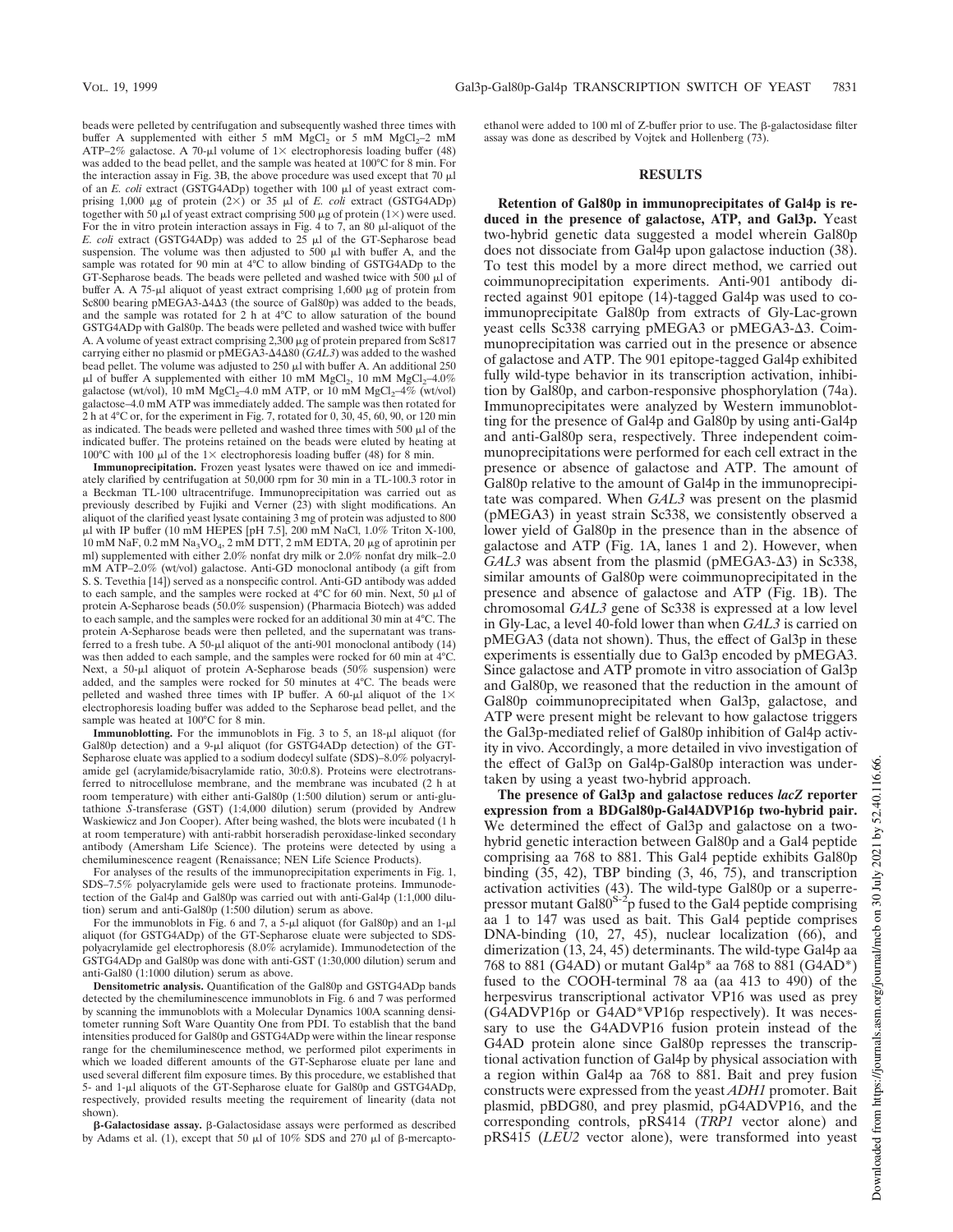beads were pelleted by centrifugation and subsequently washed three times with buffer A supplemented with either 5 mM $MgCl_2$ or 5 mM $MgCl_2$–2 mM ATP–2% galactose. A 70-μl volume of 1× electrophoresis loading buffer (48) was added to the bead pellet, and the sample was heated at 100°C for 8 min. For the interaction assay in Fig. 3B, the above procedure was used except that 70 μl of an *E. coli* extract (GSTG4ADp) together with 100 μl of yeast extract comprising 1,000 μg of protein (2×) or 35 μl of *E. coli* extract (GSTG4ADp) together with 50 μl of yeast extract comprising 500 μg of protein (1×) were used. For the in vitro protein interaction assays in Fig. 4 to 7, an 80 μl-aliquot of the *E. coli* extract (GSTG4ADp) was added to 25 μl of the GT-Sepharose bead suspension. The volume was then adjusted to 500 μl with buffer A, and the sample was rotated for 90 min at 4°C to allow binding of GSTG4ADp to the GT-Sepharose beads. The beads were pelleted and washed twice with 500 μl of buffer A. A 75-μl aliquot of yeast extract comprising 1,600 μg of protein from Sc800 bearing pMEGA3-Δ4Δ3 (the source of Gal80p) was added to the beads, and the sample was rotated for 2 h at 4°C to allow saturation of the bound GSTG4ADp with Gal80p. The beads were pelleted and washed twice with buffer A. A volume of yeast extract comprising 2,300 μg of protein prepared from Sc817 carrying either no plasmid or pMEGA3-Δ4Δ80 (*GAL3*) was added to the washed bead pellet. The volume was adjusted to 250 μl with buffer A. An additional 250 μl of buffer A supplemented with either 10 mM $MgCl_2$, 10 mM $MgCl_2$–4.0% galactose (wt/vol), 10 mM $MgCl_2$–4.0 mM ATP, or 10 mM $MgCl_2$–4% (wt/vol) galactose–4.0 mM ATP was immediately added. The sample was then rotated for 2 h at 4°C or, for the experiment in Fig. 7, rotated for 0, 30, 45, 60, 90, or 120 min as indicated. The beads were pelleted and washed three times with 500 μl of the indicated buffer. The proteins retained on the beads were eluted by heating at 100°C with 100 μl of the 1× electrophoresis loading buffer (48) for 8 min.

**Immunoprecipitation.** Frozen yeast lysates were thawed on ice and immediately clarified by centrifugation at 50,000 rpm for 30 min in a TL-100.3 rotor in a Beckman TL-100 ultracentrifuge. Immunoprecipitation was carried out as previously described by Fujiki and Verner (23) with slight modifications. An aliquot of the clarified yeast lysate containing 3 mg of protein was adjusted to 800 μl with IP buffer (10 mM HEPES [pH 7.5], 200 mM NaCl, 1.0% Triton X-100, 10 mM NaF, 0.2 mM $Na_3VO_4$, 2 mM DTT, 2 mM EDTA, 20 μg of aprotinin per ml) supplemented with either 2.0% nonfat dry milk or 2.0% nonfat dry milk–2.0 mM ATP–2.0% (wt/vol) galactose. Anti-GD monoclonal antibody (a gift from S. S. Tevethia [14]) served as a nonspecific control. Anti-GD antibody was added to each sample, and the samples were rocked at 4°C for 60 min. Next, 50 μl of protein A-Sepharose beads (50.0% suspension) (Pharmacia Biotech) was added to each sample, and the samples were rocked for an additional 30 min at 4°C. The protein A-Sepharose beads were then pelleted, and the supernatant was transferred to a fresh tube. A 50-μl aliquot of the anti-901 monoclonal antibody (14) was then added to each sample, and the samples were rocked for 60 min at 4°C. Next, a 50-μl aliquot of protein A-Sepharose beads (50% suspension) were added, and the samples were rocked for 50 minutes at 4°C. The beads were pelleted and washed three times with IP buffer. A 60-μl aliquot of the 1× electrophoresis loading buffer was added to the Sepharose bead pellet, and the sample was heated at 100°C for 8 min.

**Immunoblotting.** For the immunoblots in Fig. 3 to 5, an 18-μl aliquot (for Gal80p detection) and a 9-μl aliquot (for GSTG4ADp detection) of the GT-Sepharose eluate was applied to a sodium dodecyl sulfate (SDS)–8.0% polyacrylamide gel (acrylamide/bisacrylamide ratio, 30:0.8). Proteins were electrotransferred to nitrocellulose membrane, and the membrane was incubated (2 h at room temperature) with either anti-Gal80p (1:500 dilution) serum or anti-glutathione *S*-transferase (GST) (1:4,000 dilution) serum (provided by Andrew Waskiewicz and Jon Cooper). After being washed, the blots were incubated (1 h at room temperature) with anti-rabbit horseradish peroxidase-linked secondary antibody (Amersham Life Science). The proteins were detected by using a chemiluminescence reagent (Renaissance; NEN Life Science Products).

For analyses of the results of the immunoprecipitation experiments in Fig. 1, SDS–7.5% polyacrylamide gels were used to fractionate proteins. Immunodetection of the Gal4p and Gal80p was carried out with anti-Gal4p (1:1,000 dilution) serum and anti-Gal80p (1:500 dilution) serum as above.

For the immunoblots in Fig. 6 and 7, a 5-μl aliquot (for Gal80p) and an 1-μl aliquot (for GSTG4ADp) of the GT-Sepharose eluate were subjected to SDS-polyacrylamide gel electrophoresis (8.0% acrylamide). Immunodetection of the GSTG4ADp and Gal80p was done with anti-GST (1:30,000 dilution) serum and anti-Gal80 (1:1000 dilution) serum as above.

**Densitometric analysis.** Quantification of the Gal80p and GSTG4ADp bands detected by the chemiluminescence immunoblots in Fig. 6 and 7 was performed by scanning the immunoblots with a Molecular Dynamics 100A scanning densitometer running Soft Ware Quantity One from PDI. To establish that the band intensities produced for Gal80p and GSTG4ADp were within the linear response range for the chemiluminescence method, we performed pilot experiments in which we loaded different amounts of the GT-Sepharose eluate per lane and used several different film exposure times. By this procedure, we established that 5- and 1-μl aliquots of the GT-Sepharose eluate for Gal80p and GSTG4ADp, respectively, provided results meeting the requirement of linearity (data not shown).

**β-Galactosidase assay.** β-Galactosidase assays were performed as described by Adams et al. (1), except that 50 μl of 10% SDS and 270 μl of β-mercaptoethanol were added to 100 ml of Z-buffer prior to use. The β-galactosidase filter assay was done as described by Vojtek and Hollenberg (73).

## RESULTS

**Retention of Gal80p in immunoprecipitates of Gal4p is reduced in the presence of galactose, ATP, and Gal3p.** Yeast two-hybrid genetic data suggested a model wherein Gal80p does not dissociate from Gal4p upon galactose induction (38). To test this model by a more direct method, we carried out coimmunoprecipitation experiments. Anti-901 antibody directed against 901 epitope (14)-tagged Gal4p was used to coimmunoprecipitate Gal80p from extracts of Gly-Lac-grown yeast cells Sc338 carrying pMEGA3 or pMEGA3-Δ3. Coimmunoprecipitation was carried out in the presence or absence of galactose and ATP. The 901 epitope-tagged Gal4p exhibited fully wild-type behavior in its transcription activation, inhibition by Gal80p, and carbon-responsive phosphorylation (74a). Immunoprecipitates were analyzed by Western immunoblotting for the presence of Gal4p and Gal80p by using anti-Gal4p and anti-Gal80p sera, respectively. Three independent coimmunoprecipitations were performed for each cell extract in the presence or absence of galactose and ATP. The amount of Gal80p relative to the amount of Gal4p in the immunoprecipitate was compared. When *GAL3* was present on the plasmid (pMEGA3) in yeast strain Sc338, we consistently observed a lower yield of Gal80p in the presence than in the absence of galactose and ATP (Fig. 1A, lanes 1 and 2). However, when *GAL3* was absent from the plasmid (pMEGA3-Δ3) in Sc338, similar amounts of Gal80p were coimmunoprecipitated in the presence and absence of galactose and ATP (Fig. 1B). The chromosomal *GAL3* gene of Sc338 is expressed at a low level in Gly-Lac, a level 40-fold lower than when *GAL3* is carried on pMEGA3 (data not shown). Thus, the effect of Gal3p in these experiments is essentially due to Gal3p encoded by pMEGA3. Since galactose and ATP promote in vitro association of Gal3p and Gal80p, we reasoned that the reduction in the amount of Gal80p coimmunoprecipitated when Gal3p, galactose, and ATP were present might be relevant to how galactose triggers the Gal3p-mediated relief of Gal80p inhibition of Gal4p activity in vivo. Accordingly, a more detailed in vivo investigation of the effect of Gal3p on Gal4p-Gal80p interaction was undertaken by using a yeast two-hybrid approach.

**The presence of Gal3p and galactose reduces *lacZ* reporter expression from a BDGal80p-Gal4ADVP16p two-hybrid pair.** We determined the effect of Gal3p and galactose on a two-hybrid genetic interaction between Gal80p and a Gal4 peptide comprising aa 768 to 881. This Gal4 peptide exhibits Gal80p binding (35, 42), TBP binding (3, 46, 75), and transcription activation activities (43). The wild-type Gal80p or a superrepressor mutant $Gal80^{S-2}p$ fused to the Gal4 peptide comprising aa 1 to 147 was used as bait. This Gal4 peptide comprises DNA-binding (10, 27, 45), nuclear localization (66), and dimerization (13, 24, 45) determinants. The wild-type Gal4p aa 768 to 881 (G4AD) or mutant Gal4p* aa 768 to 881 (G4AD*) fused to the COOH-terminal 78 aa (aa 413 to 490) of the herpesvirus transcriptional activator VP16 was used as prey (G4ADVP16p or G4AD*VP16p respectively). It was necessary to use the G4ADVP16 fusion protein instead of the G4AD protein alone since Gal80p represses the transcriptional activation function of Gal4p by physical association with a region within Gal4p aa 768 to 881. Bait and prey fusion constructs were expressed from the yeast *ADH1* promoter. Bait plasmid, pBDG80, and prey plasmid, pG4ADVP16, and the corresponding controls, pRS414 (*TRP1* vector alone) and pRS415 (*LEU2* vector alone), were transformed into yeast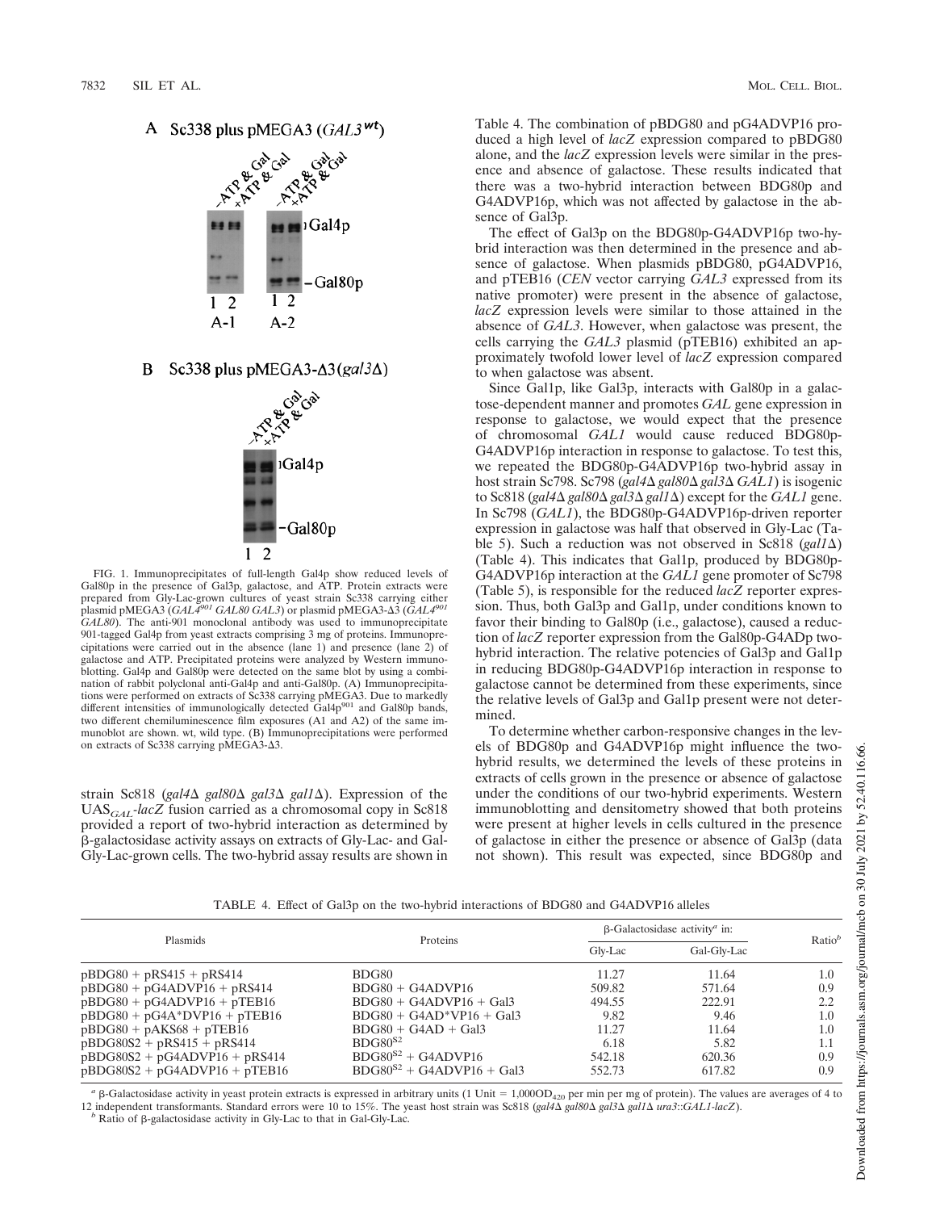A Sc338 plus pMEGA3 ($GAL3^{wt}$)

-ATP & Gal
+ATP & Gal
-ATP & Gal
+ATP & Gal

Gal4p

Gal80p

1 2
A-1

1 2
A-2

B Sc338 plus pMEGA3-Δ3(*gal3Δ*)

-ATP & Gal
+ATP & Gal

Gal4p

Gal80p

1 2

FIG. 1. Immunoprecipitates of full-length Gal4p show reduced levels of Gal80p in the presence of Gal3p, galactose, and ATP. Protein extracts were prepared from Gly-Lac-grown cultures of yeast strain Sc338 carrying either plasmid pMEGA3 ($GAL4^{901}$ *GAL80 GAL3*) or plasmid pMEGA3-Δ3 ($GAL4^{901}$ *GAL80*). The anti-901 monoclonal antibody was used to immunoprecipitate 901-tagged Gal4p from yeast extracts comprising 3 mg of proteins. Immunoprecipitations were carried out in the absence (lane 1) and presence (lane 2) of galactose and ATP. Precipitated proteins were analyzed by Western immunoblotting. Gal4p and Gal80p were detected on the same blot by using a combination of rabbit polyclonal anti-Gal4p and anti-Gal80p. (A) Immunoprecipitations were performed on extracts of Sc338 carrying pMEGA3. Due to markedly different intensities of immunologically detected $Gal4p^{901}$ and Gal80p bands, two different chemiluminescence film exposures (A1 and A2) of the same immunoblot are shown. wt, wild type. (B) Immunoprecipitations were performed on extracts of Sc338 carrying pMEGA3-Δ3.

strain Sc818 (*gal4Δ gal80Δ gal3Δ gal1Δ*). Expression of the $UAS_{GAL}$-*lacZ* fusion carried as a chromosomal copy in Sc818 provided a report of two-hybrid interaction as determined by β-galactosidase activity assays on extracts of Gly-Lac- and Gal-Gly-Lac-grown cells. The two-hybrid assay results are shown in Table 4. The combination of pBDG80 and pG4ADVP16 produced a high level of *lacZ* expression compared to pBDG80 alone, and the *lacZ* expression levels were similar in the presence and absence of galactose. These results indicated that there was a two-hybrid interaction between BDG80p and G4ADVP16p, which was not affected by galactose in the absence of Gal3p.

The effect of Gal3p on the BDG80p-G4ADVP16p two-hybrid interaction was then determined in the presence and absence of galactose. When plasmids pBDG80, pG4ADVP16, and pTEB16 (*CEN* vector carrying *GAL3* expressed from its native promoter) were present in the absence of galactose, *lacZ* expression levels were similar to those attained in the absence of *GAL3*. However, when galactose was present, the cells carrying the *GAL3* plasmid (pTEB16) exhibited an approximately twofold lower level of *lacZ* expression compared to when galactose was absent.

Since Gal1p, like Gal3p, interacts with Gal80p in a galactose-dependent manner and promotes *GAL* gene expression in response to galactose, we would expect that the presence of chromosomal *GAL1* would cause reduced BDG80p-G4ADVP16p interaction in response to galactose. To test this, we repeated the BDG80p-G4ADVP16p two-hybrid assay in host strain Sc798. Sc798 (*gal4Δ gal80Δ gal3Δ GAL1*) is isogenic to Sc818 (*gal4Δ gal80Δ gal3Δ gal1Δ*) except for the *GAL1* gene. In Sc798 (*GAL1*), the BDG80p-G4ADVP16p-driven reporter expression in galactose was half that observed in Gly-Lac (Table 5). Such a reduction was not observed in Sc818 (*gal1Δ*) (Table 4). This indicates that Gal1p, produced by BDG80p-G4ADVP16p interaction at the *GAL1* gene promoter of Sc798 (Table 5), is responsible for the reduced *lacZ* reporter expression. Thus, both Gal3p and Gal1p, under conditions known to favor their binding to Gal80p (i.e., galactose), caused a reduction of *lacZ* reporter expression from the Gal80p-G4ADp two-hybrid interaction. The relative potencies of Gal3p and Gal1p in reducing BDG80p-G4ADVP16p interaction in response to galactose cannot be determined from these experiments, since the relative levels of Gal3p and Gal1p present were not determined.

To determine whether carbon-responsive changes in the levels of BDG80p and G4ADVP16p might influence the two-hybrid results, we determined the levels of these proteins in extracts of cells grown in the presence or absence of galactose under the conditions of our two-hybrid experiments. Western immunoblotting and densitometry showed that both proteins were present at higher levels in cells cultured in the presence of galactose in either the presence or absence of Gal3p (data not shown). This result was expected, since BDG80p and

TABLE 4. Effect of Gal3p on the two-hybrid interactions of BDG80 and G4ADVP16 alleles

| Plasmids | Proteins | β-Galactosidase activity[a] in: | | Ratio[b] |
|---|---|---|---|---|
| | | Gly-Lac | Gal-Gly-Lac | |
| pBDG80 + pRS415 + pRS414 | BDG80 | 11.27 | 11.64 | 1.0 |
| pBDG80 + pG4ADVP16 + pRS414 | BDG80 + G4ADVP16 | 509.82 | 571.64 | 0.9 |
| pBDG80 + pG4ADVP16 + pTEB16 | BDG80 + G4ADVP16 + Gal3 | 494.55 | 222.91 | 2.2 |
| pBDG80 + pG4A*DVP16 + pTEB16 | BDG80 + G4AD*VP16 + Gal3 | 9.82 | 9.46 | 1.0 |
| pBDG80 + pAKS68 + pTEB16 | BDG80 + G4AD + Gal3 | 11.27 | 11.64 | 1.0 |
| pBDG80S2 + pRS415 + pRS414 | $BDG80^{S2}$ | 6.18 | 5.82 | 1.1 |
| pBDG80S2 + pG4ADVP16 + pRS414 | $BDG80^{S2}$ + G4ADVP16 | 542.18 | 620.36 | 0.9 |
| pBDG80S2 + pG4ADVP16 + pTEB16 | $BDG80^{S2}$ + G4ADVP16 + Gal3 | 552.73 | 617.82 | 0.9 |

[a] β-Galactosidase activity in yeast protein extracts is expressed in arbitrary units (1 Unit = $1{,}000OD_{420}$ per min per mg of protein). The values are averages of 4 to 12 independent transformants. Standard errors were 10 to 15%. The yeast host strain was Sc818 (*gal4Δ gal80Δ gal3Δ gal1Δ ura3::GAL1-lacZ*).

[b] Ratio of β-galactosidase activity in Gly-Lac to that in Gal-Gly-Lac.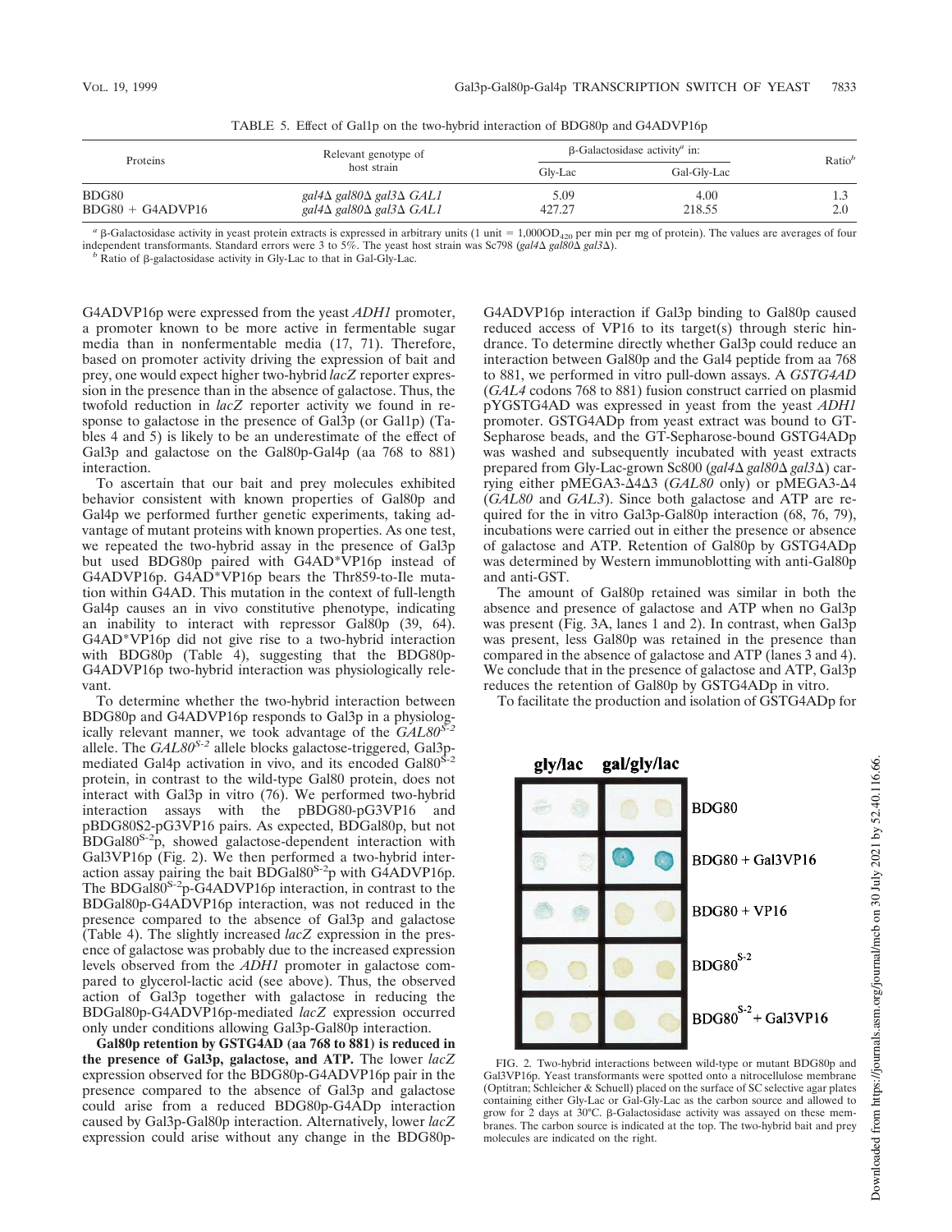TABLE 5. Effect of Gal1p on the two-hybrid interaction of BDG80p and G4ADVP16p

| Proteins | Relevant genotype of host strain | β-Galactosidase activity[a] in: | | Ratio[b] |
|---|---|---|---|---|
| | | Gly-Lac | Gal-Gly-Lac | |
| BDG80 | *gal4*Δ *gal80*Δ *gal3*Δ *GAL1* | 5.09 | 4.00 | 1.3 |
| BDG80 + G4ADVP16 | *gal4*Δ *gal80*Δ *gal3*Δ *GAL1* | 427.27 | 218.55 | 2.0 |

[a] β-Galactosidase activity in yeast protein extracts is expressed in arbitrary units (1 unit = $1{,}000 OD_{420}$ per min per mg of protein). The values are averages of four independent transformants. Standard errors were 3 to 5%. The yeast host strain was Sc798 (*gal4*Δ *gal80*Δ *gal3*Δ).

[b] Ratio of β-galactosidase activity in Gly-Lac to that in Gal-Gly-Lac.

G4ADVP16p were expressed from the yeast *ADH1* promoter, a promoter known to be more active in fermentable sugar media than in nonfermentable media (17, 71). Therefore, based on promoter activity driving the expression of bait and prey, one would expect higher two-hybrid *lacZ* reporter expression in the presence than in the absence of galactose. Thus, the twofold reduction in *lacZ* reporter activity we found in response to galactose in the presence of Gal1p (or Gal1p) (Tables 4 and 5) is likely to be an underestimate of the effect of Gal3p and galactose on the Gal80p-Gal4p (aa 768 to 881) interaction.

To ascertain that our bait and prey molecules exhibited behavior consistent with known properties of Gal80p and Gal4p we performed further genetic experiments, taking advantage of mutant proteins with known properties. As one test, we repeated the two-hybrid assay in the presence of Gal3p but used BDG80p paired with G4AD*VP16p instead of G4ADVP16p. G4AD*VP16p bears the Thr859-to-Ile mutation within G4AD. This mutation in the context of full-length Gal4p causes an in vivo constitutive phenotype, indicating an inability to interact with repressor Gal80p (39, 64). G4AD*VP16p did not give rise to a two-hybrid interaction with BDG80p (Table 4), suggesting that the BDG80p-G4ADVP16p two-hybrid interaction was physiologically relevant.

To determine whether the two-hybrid interaction between BDG80p and G4ADVP16p responds to Gal3p in a physiologically relevant manner, we took advantage of the $GAL80^{S-2}$ allele. The $GAL80^{S-2}$ allele blocks galactose-triggered, Gal3p-mediated Gal4p activation in vivo, and its encoded $Gal80^{S-2}$ protein, in contrast to the wild-type Gal80 protein, does not interact with Gal3p in vitro (76). We performed two-hybrid interaction assays with the pBDG80-pG3VP16 and pBDG80S2-pG3VP16 pairs. As expected, BDGal80p, but not $BDGal80^{S-2}p$, showed galactose-dependent interaction with Gal3VP16p (Fig. 2). We then performed a two-hybrid interaction assay pairing the bait $BDGal80^{S-2}p$ with G4ADVP16p. The $BDGal80^{S-2}p$-G4ADVP16p interaction, in contrast to the BDGal80p-G4ADVP16p interaction, was not reduced in the presence compared to the absence of Gal3p and galactose (Table 4). The slightly increased *lacZ* expression in the presence of galactose was probably due to the increased expression levels observed from the *ADH1* promoter in galactose compared to glycerol-lactic acid (see above). Thus, the observed action of Gal3p together with galactose in reducing the BDGal80p-G4ADVP16p-mediated *lacZ* expression occurred only under conditions allowing Gal3p-Gal80p interaction.

**Gal80p retention by GSTG4AD (aa 768 to 881) is reduced in the presence of Gal3p, galactose, and ATP.** The lower *lacZ* expression observed for the BDG80p-G4ADVP16p pair in the presence compared to the absence of Gal3p and galactose could arise from a reduced BDG80p-G4ADp interaction caused by Gal3p-Gal80p interaction. Alternatively, lower *lacZ* expression could arise without any change in the BDG80p-G4ADVP16p interaction if Gal3p binding to Gal80p caused reduced access of VP16 to its target(s) through steric hindrance. To determine directly whether Gal3p could reduce an interaction between Gal80p and the Gal4 peptide from aa 768 to 881, we performed in vitro pull-down assays. A *GSTG4AD* (*GAL4* codons 768 to 881) fusion construct carried on plasmid pYGSTG4AD was expressed in yeast from the yeast *ADH1* promoter. GSTG4ADp from yeast extract was bound to GT-Sepharose beads, and the GT-Sepharose-bound GSTG4ADp was washed and subsequently incubated with yeast extracts prepared from Gly-Lac-grown Sc800 (*gal4*Δ *gal80*Δ *gal3*Δ) carrying either pMEGA3-Δ4Δ3 (*GAL80* only) or pMEGA3-Δ4 (*GAL80* and *GAL3*). Since both galactose and ATP are required for the in vitro Gal3p-Gal80p interaction (68, 76, 79), incubations were carried out in either the presence or absence of galactose and ATP. Retention of Gal80p by GSTG4ADp was determined by Western immunoblotting with anti-Gal80p and anti-GST.

The amount of Gal80p retained was similar in both the absence and presence of galactose and ATP when no Gal3p was present (Fig. 3A, lanes 1 and 2). In contrast, when Gal3p was present, less Gal80p was retained in the presence than compared in the absence of galactose and ATP (lanes 3 and 4). We conclude that in the presence of galactose and ATP, Gal3p reduces the retention of Gal80p by GSTG4ADp in vitro.

To facilitate the production and isolation of GSTG4ADp for

gly/lac gal/gly/lac

BDG80

BDG80 + Gal3VP16

BDG80 + VP16

$BDG80^{S-2}$

$BDG80^{S-2}$ + Gal3VP16

FIG. 2. Two-hybrid interactions between wild-type or mutant BDG80p and Gal3VP16p. Yeast transformants were spotted onto a nitrocellulose membrane (Optitran; Schleicher & Schuell) placed on the surface of SC selective agar plates containing either Gly-Lac or Gal-Gly-Lac as the carbon source and allowed to grow for 2 days at 30°C. β-Galactosidase activity was assayed on these membranes. The carbon source is indicated at the top. The two-hybrid bait and prey molecules are indicated on the right.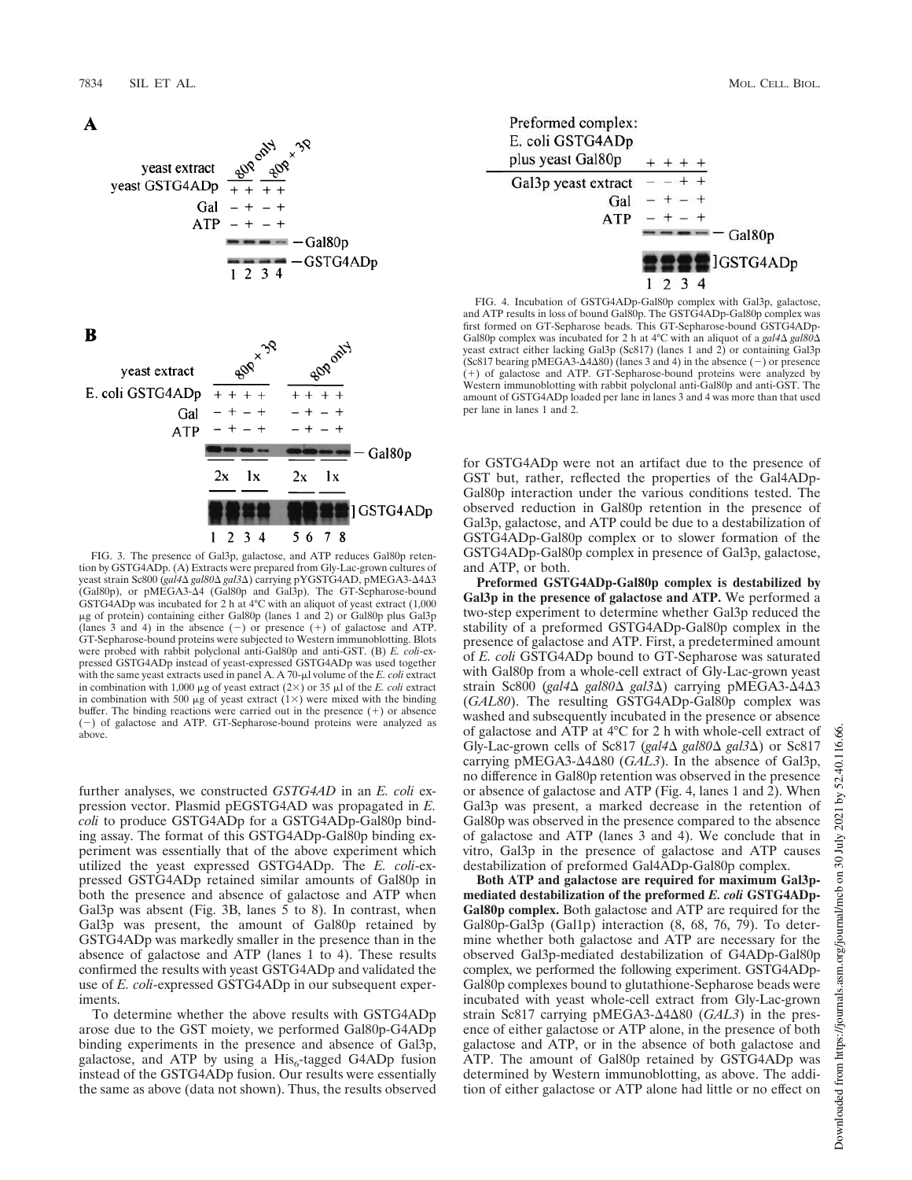A

yeast extract 80p only 80p + 3p

yeast GSTG4ADp + + + +

Gal − + − +

ATP − + − +

— Gal80p

— GSTG4ADp

1 2 3 4

B

yeast extract 80p + 3p 80p only

E. coli GSTG4ADp + + + + + + + +

Gal − + − + − + − +

ATP − + − + − + − +

— Gal80p

2x 1x 2x 1x

] GSTG4ADp

1 2 3 4 5 6 7 8

FIG. 3. The presence of Gal3p, galactose, and ATP reduces Gal80p retention by GSTG4ADp. (A) Extracts were prepared from Gly-Lac-grown cultures of yeast strain Sc800 (*gal4*Δ *gal80*Δ *gal3*Δ) carrying pYGSTG4AD, pMEGA3-Δ4Δ3 (Gal80p), or pMEGA3-Δ4 (Gal80p and Gal3p). The GT-Sepharose-bound GSTG4ADp was incubated for 2 h at 4°C with an aliquot of yeast extract (1,000 μg of protein) containing either Gal80p (lanes 1 and 2) or Gal80p plus Gal3p (lanes 3 and 4) in the absence (−) or presence (+) of galactose and ATP. GT-Sepharose-bound proteins were subjected to Western immunoblotting. Blots were probed with rabbit polyclonal anti-Gal80p and anti-GST. (B) *E. coli*-expressed GSTG4ADp instead of yeast-expressed GSTG4ADp was used together with the same yeast extracts used in panel A. A 70-μl volume of the *E. coli* extract in combination with 1,000 μg of yeast extract (2×) or 35 μl of the *E. coli* extract in combination with 500 μg of yeast extract (1×) were mixed with the binding buffer. The binding reactions were carried out in the presence (+) or absence (−) of galactose and ATP. GT-Sepharose-bound proteins were analyzed as above.

further analyses, we constructed *GSTG4AD* in an *E. coli* expression vector. Plasmid pEGSTG4AD was propagated in *E. coli* to produce GSTG4ADp for a GSTG4ADp-Gal80p binding assay. The format of this GSTG4ADp-Gal80p binding experiment was essentially that of the above experiment which utilized the yeast expressed GSTG4ADp. The *E. coli*-expressed GSTG4ADp retained similar amounts of Gal80p in both the presence and absence of galactose and ATP when Gal3p was absent (Fig. 3B, lanes 5 to 8). In contrast, when Gal3p was present, the amount of Gal80p retained by GSTG4ADp was markedly smaller in the presence than in the absence of galactose and ATP (lanes 1 to 4). These results confirmed the results with yeast GSTG4ADp and validated the use of *E. coli*-expressed GSTG4ADp in our subsequent experiments.

To determine whether the above results with GSTG4ADp arose due to the GST moiety, we performed Gal80p-G4ADp binding experiments in the presence and absence of Gal3p, galactose, and ATP by using a $His_6$-tagged G4ADp fusion instead of the GSTG4ADp fusion. Our results were essentially the same as above (data not shown). Thus, the results observed for GSTG4ADp were not an artifact due to the presence of GST but, rather, reflected the properties of the Gal4ADp-Gal80p interaction under the various conditions tested. The observed reduction in Gal80p retention in the presence of Gal3p, galactose, and ATP could be due to a destabilization of GSTG4ADp-Gal80p complex or to slower formation of the GSTG4ADp-Gal80p complex in presence of Gal3p, galactose, and ATP, or both.

Preformed complex:
E. coli GSTG4ADp
plus yeast Gal80p + + + +

Gal3p yeast extract − − + +

Gal − + − +

ATP − + − +

— Gal80p

] GSTG4ADp

1 2 3 4

FIG. 4. Incubation of GSTG4ADp-Gal80p complex with Gal3p, galactose, and ATP results in loss of bound Gal80p. The GSTG4ADp-Gal80p complex was first formed on GT-Sepharose beads. This GT-Sepharose-bound GSTG4ADp-Gal80p complex was incubated for 2 h at 4°C with an aliquot of a *gal4*Δ *gal80*Δ yeast extract either lacking Gal3p (Sc817) (lanes 1 and 2) or containing Gal3p (Sc817 bearing pMEGA3-Δ4Δ80) (lanes 3 and 4) in the absence (−) or presence (+) of galactose and ATP. GT-Sepharose-bound proteins were analyzed by Western immunoblotting with rabbit polyclonal anti-Gal80p and anti-GST. The amount of GSTG4ADp loaded per lane in lanes 3 and 4 was more than that used per lane in lanes 1 and 2.

**Preformed GSTG4ADp-Gal80p complex is destabilized by Gal3p in the presence of galactose and ATP.** We performed a two-step experiment to determine whether Gal3p reduced the stability of a preformed GSTG4ADp-Gal80p complex in the presence of galactose and ATP. First, a predetermined amount of *E. coli* GSTG4ADp bound to GT-Sepharose was saturated with Gal80p from a whole-cell extract of Gly-Lac-grown yeast strain Sc800 (*gal4*Δ *gal80*Δ *gal3*Δ) carrying pMEGA3-Δ4Δ3 (*GAL80*). The resulting GSTG4ADp-Gal80p complex was washed and subsequently incubated in the presence or absence of galactose and ATP at 4°C for 2 h with whole-cell extract of Gly-Lac-grown cells of Sc817 (*gal4*Δ *gal80*Δ *gal3*Δ) or Sc817 carrying pMEGA3-Δ4Δ80 (*GAL3*). In the absence of Gal3p, no difference in Gal80p retention was observed in the presence or absence of galactose and ATP (Fig. 4, lanes 1 and 2). When Gal3p was present, a marked decrease in the retention of Gal80p was observed in the presence compared to the absence of galactose and ATP (lanes 3 and 4). We conclude that in vitro, Gal3p in the presence of galactose and ATP causes destabilization of preformed Gal4ADp-Gal80p complex.

**Both ATP and galactose are required for maximum Gal3p-mediated destabilization of the preformed *E. coli* GSTG4ADp-Gal80p complex.** Both galactose and ATP are required for the Gal80p-Gal3p (Gal1p) interaction (8, 68, 76, 79). To determine whether both galactose and ATP are necessary for the observed Gal3p-mediated destabilization of G4ADp-Gal80p complex, we performed the following experiment. GSTG4ADp-Gal80p complexes bound to glutathione-Sepharose beads were incubated with yeast whole-cell extract from Gly-Lac-grown strain Sc817 carrying pMEGA3-Δ4Δ80 (*GAL3*) in the presence of either galactose or ATP alone, in the presence of both galactose and ATP, or in the absence of both galactose and ATP. The amount of Gal80p retained by GSTG4ADp was determined by Western immunoblotting, as above. The addition of either galactose or ATP alone had little or no effect on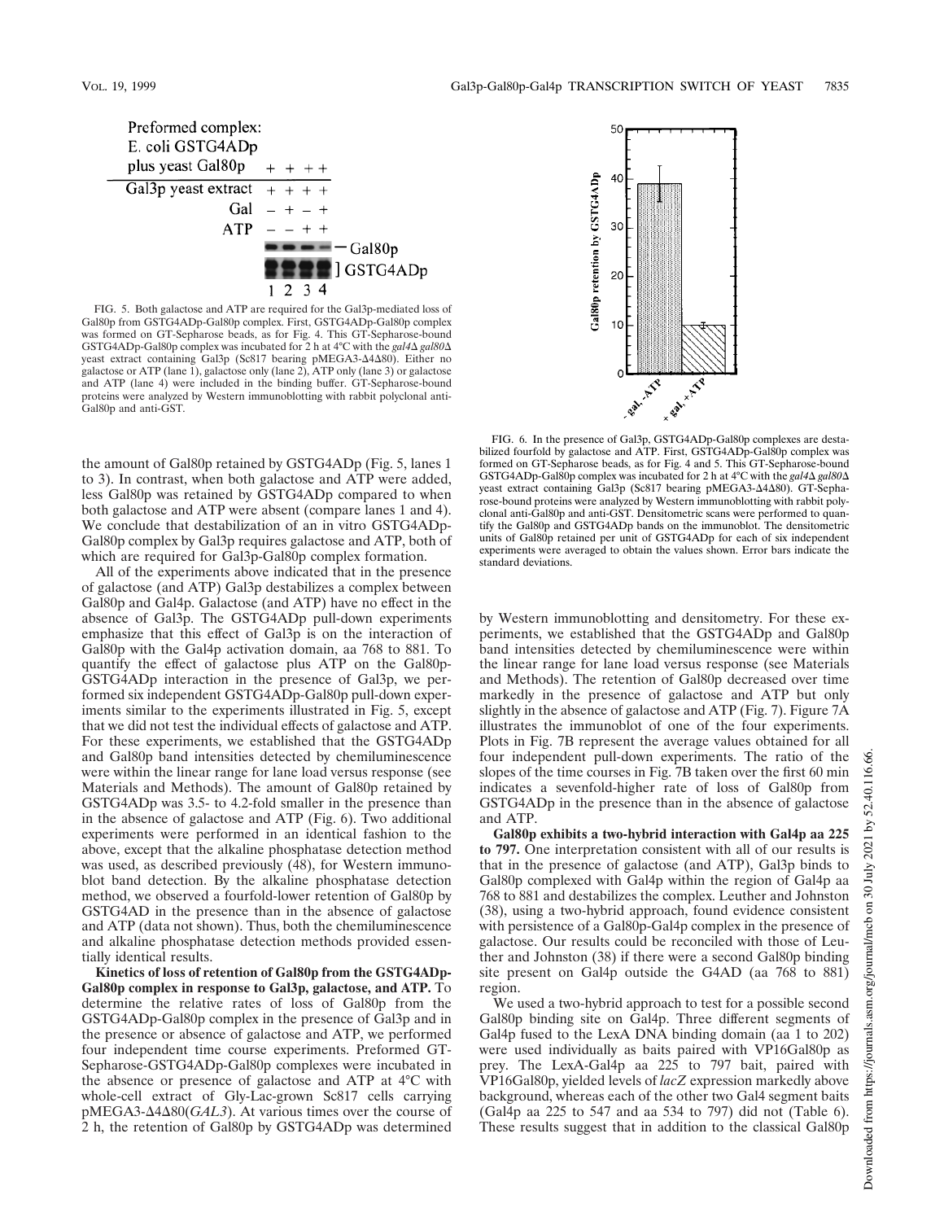Preformed complex:
E. coli GSTG4ADp
plus yeast Gal80p + + + +
Gal3p yeast extract + + + +
Gal − + − +
ATP − − + +
Gal80p
GSTG4ADp
1 2 3 4

FIG. 5. Both galactose and ATP are required for the Gal3p-mediated loss of Gal80p from GSTG4ADp-Gal80p complex. First, GSTG4ADp-Gal80p complex was formed on GT-Sepharose beads, as for Fig. 4. This GT-Sepharose-bound GSTG4ADp-Gal80p complex was incubated for 2 h at 4°C with the *gal4*Δ *gal80*Δ yeast extract containing Gal3p (Sc817 bearing pMEGA3-Δ4Δ80). Either no galactose or ATP (lane 1), galactose only (lane 2), ATP only (lane 3) or galactose and ATP (lane 4) were included in the binding buffer. GT-Sepharose-bound proteins were analyzed by Western immunoblotting with rabbit polyclonal anti-Gal80p and anti-GST.

Gal80p retention by GSTG4ADp
50
40
30
20
10
0
- gal, - ATP
+ gal, + ATP

FIG. 6. In the presence of Gal3p, GSTG4ADp-Gal80p complexes are destabilized fourfold by galactose and ATP. First, GSTG4ADp-Gal80p complex was formed on GT-Sepharose beads, as for Fig. 4 and 5. This GT-Sepharose-bound GSTG4ADp-Gal80p complex was incubated for 2 h at 4°C with the *gal4*Δ *gal80*Δ yeast extract containing Gal3p (Sc817 bearing pMEGA3-Δ4Δ80). GT-Sepharose-bound proteins were analyzed by Western immunoblotting with rabbit polyclonal anti-Gal80p and anti-GST. Densitometric scans were performed to quantify the Gal80p and GSTG4ADp bands on the immunoblot. The densitometric units of Gal80p retained per unit of GSTG4ADp for each of six independent experiments were averaged to obtain the values shown. Error bars indicate the standard deviations.

the amount of Gal80p retained by GSTG4ADp (Fig. 5, lanes 1 to 3). In contrast, when both galactose and ATP were added, less Gal80p was retained by GSTG4ADp compared to when both galactose and ATP were absent (compare lanes 1 and 4). We conclude that destabilization of an in vitro GSTG4ADp-Gal80p complex by Gal3p requires galactose and ATP, both of which are required for Gal3p-Gal80p complex formation.

All of the experiments above indicated that in the presence of galactose (and ATP) Gal3p destabilizes a complex between Gal80p and Gal4p. Galactose (and ATP) have no effect in the absence of Gal3p. The GSTG4ADp pull-down experiments emphasize that this effect of Gal3p is on the interaction of Gal80p with the Gal4p activation domain, aa 768 to 881. To quantify the effect of galactose plus ATP on the Gal80p-GSTG4ADp interaction in the presence of Gal3p, we performed six independent GSTG4ADp-Gal80p pull-down experiments similar to the experiments illustrated in Fig. 5, except that we did not test the individual effects of galactose and ATP. For these experiments, we established that the GSTG4ADp and Gal80p band intensities detected by chemiluminescence were within the linear range for lane load versus response (see Materials and Methods). The amount of Gal80p retained by GSTG4ADp was 3.5- to 4.2-fold smaller in the presence than in the absence of galactose and ATP (Fig. 6). Two additional experiments were performed in an identical fashion to the above, except that the alkaline phosphatase detection method was used, as described previously (48), for Western immunoblot band detection. By the alkaline phosphatase detection method, we observed a fourfold-lower retention of Gal80p by GSTG4AD in the presence than in the absence of galactose and ATP (data not shown). Thus, both the chemiluminescence and alkaline phosphatase detection methods provided essentially identical results.

**Kinetics of loss of retention of Gal80p from the GSTG4ADp-Gal80p complex in response to Gal3p, galactose, and ATP.** To determine the relative rates of loss of Gal80p from the GSTG4ADp-Gal80p complex in the presence of Gal3p and in the presence or absence of galactose and ATP, we performed four independent time course experiments. Preformed GT-Sepharose-GSTG4ADp-Gal80p complexes were incubated in the absence or presence of galactose and ATP at 4°C with whole-cell extract of Gly-Lac-grown Sc817 cells carrying pMEGA3-Δ4Δ80(*GAL3*). At various times over the course of 2 h, the retention of Gal80p by GSTG4ADp was determined by Western immunoblotting and densitometry. For these experiments, we established that the GSTG4ADp and Gal80p band intensities detected by chemiluminescence were within the linear range for lane load versus response (see Materials and Methods). The retention of Gal80p decreased over time markedly in the presence of galactose and ATP but only slightly in the absence of galactose and ATP (Fig. 7). Figure 7A illustrates the immunoblot of one of the four experiments. Plots in Fig. 7B represent the average values obtained for all four independent pull-down experiments. The ratio of the slopes of the time courses in Fig. 7B taken over the first 60 min indicates a sevenfold-higher rate of loss of Gal80p from GSTG4ADp in the presence than in the absence of galactose and ATP.

**Gal80p exhibits a two-hybrid interaction with Gal4p aa 225 to 797.** One interpretation consistent with all of our results is that in the presence of galactose (and ATP), Gal3p binds to Gal80p complexed with Gal4p within the region of Gal4p aa 768 to 881 and destabilizes the complex. Leuther and Johnston (38), using a two-hybrid approach, found evidence consistent with persistence of a Gal80p-Gal4p complex in the presence of galactose. Our results could be reconciled with those of Leuther and Johnston (38) if there were a second Gal80p binding site present on Gal4p outside the G4AD (aa 768 to 881) region.

We used a two-hybrid approach to test for a possible second Gal80p binding site on Gal4p. Three different segments of Gal4p fused to the LexA DNA binding domain (aa 1 to 202) were used individually as baits paired with VP16Gal80p as prey. The LexA-Gal4p aa 225 to 797 bait, paired with VP16Gal80p, yielded levels of *lacZ* expression markedly above background, whereas each of the other two Gal4 segment baits (Gal4p aa 225 to 547 and aa 534 to 797) did not (Table 6). These results suggest that in addition to the classical Gal80p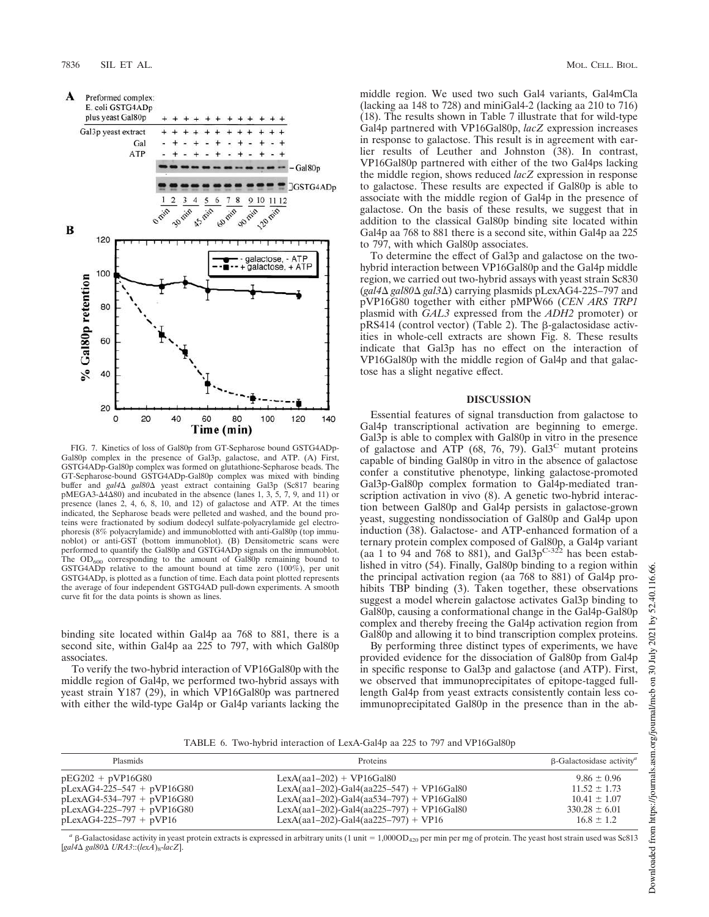A Preformed complex: E. coli GSTG4ADp plus yeast Gal80p

Gal3p yeast extract

Gal

ATP

Gal80p

GSTG4ADp

1 2 3 4 5 6 7 8 9 10 11 12

0 min 30 min 45 min 60 min 90 min 120 min

B

% Gal80p retention

Time (min)

- galactose, - ATP

+ galactose, + ATP

FIG. 7. Kinetics of loss of Gal80p from GT-Sepharose bound GSTG4ADp-Gal80p complex in the presence of Gal3p, galactose, and ATP. (A) First, GSTG4ADp-Gal80p complex was formed on glutathione-Sepharose beads. The GT-Sepharose-bound GSTG4ADp-Gal80p complex was mixed with binding buffer and *gal4*Δ *gal80*Δ yeast extract containing Gal3p (Sc817 bearing pMEGA3-Δ4Δ80) and incubated in the absence (lanes 1, 3, 5, 7, 9, and 11) or presence (lanes 2, 4, 6, 8, 10, and 12) of galactose and ATP. At the times indicated, the Sepharose beads were pelleted and washed, and the bound proteins were fractionated by sodium dodecyl sulfate-polyacrylamide gel electrophoresis (8% polyacrylamide) and immunoblotted with anti-Gal80p (top immunoblot) or anti-GST (bottom immunoblot). (B) Densitometric scans were performed to quantify the Gal80p and GSTG4ADp signals on the immunoblot. The $OD_{600}$ corresponding to the amount of Gal80p remaining bound to GSTG4ADp relative to the amount bound at time zero (100%), per unit GSTG4ADp, is plotted as a function of time. Each data point plotted represents the average of four independent GSTG4AD pull-down experiments. A smooth curve fit for the data points is shown as lines.

binding site located within Gal4p aa 768 to 881, there is a second site, within Gal4p aa 225 to 797, with which Gal80p associates.

To verify the two-hybrid interaction of VP16Gal80p with the middle region of Gal4p, we performed two-hybrid assays with yeast strain Y187 (29), in which VP16Gal80p was partnered with either the wild-type Gal4p or Gal4p variants lacking the middle region. We used two such Gal4 variants, Gal4mCla (lacking aa 148 to 728) and miniGal4-2 (lacking aa 210 to 716) (18). The results shown in Table 7 illustrate that for wild-type Gal4p partnered with VP16Gal80p, *lacZ* expression increases in response to galactose. This result is in agreement with earlier results of Leuther and Johnston (38). In contrast, VP16Gal80p partnered with either of the two Gal4ps lacking the middle region, shows reduced *lacZ* expression in response to galactose. These results are expected if Gal80p is able to associate with the middle region of Gal4p in the presence of galactose. On the basis of these results, we suggest that in addition to the classical Gal80p binding site located within Gal4p aa 768 to 881 there is a second site, within Gal4p aa 225 to 797, with which Gal80p associates.

To determine the effect of Gal3p and galactose on the two-hybrid interaction between VP16Gal80p and the Gal4p middle region, we carried out two-hybrid assays with yeast strain Sc830 (*gal4*Δ *gal80*Δ *gal3*Δ) carrying plasmids pLexAG4-225–797 and pVP16G80 together with either pMPW66 (*CEN ARS TRP1* plasmid with *GAL3* expressed from the *ADH2* promoter) or pRS414 (control vector) (Table 2). The β-galactosidase activities in whole-cell extracts are shown Fig. 8. These results indicate that Gal3p has no effect on the interaction of VP16Gal80p with the middle region of Gal4p and that galactose has a slight negative effect.

## DISCUSSION

Essential features of signal transduction from galactose to Gal4p transcriptional activation are beginning to emerge. Gal3p is able to complex with Gal80p in vitro in the presence of galactose and ATP (68, 76, 79). Gal3[C] mutant proteins capable of binding Gal80p in vitro in the absence of galactose confer a constitutive phenotype, linking galactose-promoted Gal3p-Gal80p complex formation to Gal4p-mediated transcription activation in vivo (8). A genetic two-hybrid interaction between Gal80p and Gal4p persists in galactose-grown yeast, suggesting nondissociation of Gal80p and Gal4p upon induction (38). Galactose- and ATP-enhanced formation of a ternary protein complex composed of Gal80p, a Gal4p variant (aa 1 to 94 and 768 to 881), and Gal3p[C-322] has been established in vitro (54). Finally, Gal80p binding to a region within the principal activation region (aa 768 to 881) of Gal4p prohibits TBP binding (3). Taken together, these observations suggest a model wherein galactose activates Gal3p binding to Gal80p, causing a conformational change in the Gal4p-Gal80p complex and thereby freeing the Gal4p activation region from Gal80p and allowing it to bind transcription complex proteins.

By performing three distinct types of experiments, we have provided evidence for the dissociation of Gal80p from Gal4p in specific response to Gal3p and galactose (and ATP). First, we observed that immunoprecipitates of epitope-tagged full-length Gal4p from yeast extracts consistently contain less co-immunoprecipitated Gal80p in the presence than in the ab-

TABLE 6. Two-hybrid interaction of LexA-Gal4p aa 225 to 797 and VP16Gal80p

| Plasmids | Proteins | β-Galactosidase activity[a] |
|---|---|---|
| pEG202 + pVP16G80 | LexA(aa1–202) + VP16Gal80 | 9.86 ± 0.96 |
| pLexAG4-225–547 + pVP16G80 | LexA(aa1–202)-Gal4(aa225–547) + VP16Gal80 | 11.52 ± 1.73 |
| pLexAG4-534–797 + pVP16G80 | LexA(aa1–202)-Gal4(aa534–797) + VP16Gal80 | 10.41 ± 1.07 |
| pLexAG4-225–797 + pVP16G80 | LexA(aa1–202)-Gal4(aa225–797) + VP16Gal80 | 330.28 ± 6.01 |
| pLexAG4-225–797 + pVP16 | LexA(aa1–202)-Gal4(aa225–797) + VP16 | 16.8 ± 1.2 |

[a] β-Galactosidase activity in yeast protein extracts is expressed in arbitrary units (1 unit = $1{,}000 OD_{420}$ per min per mg of protein. The yeast host strain used was Sc813 [*gal4*Δ *gal80*Δ *URA3*::$(lexA)_8$-*lacZ*].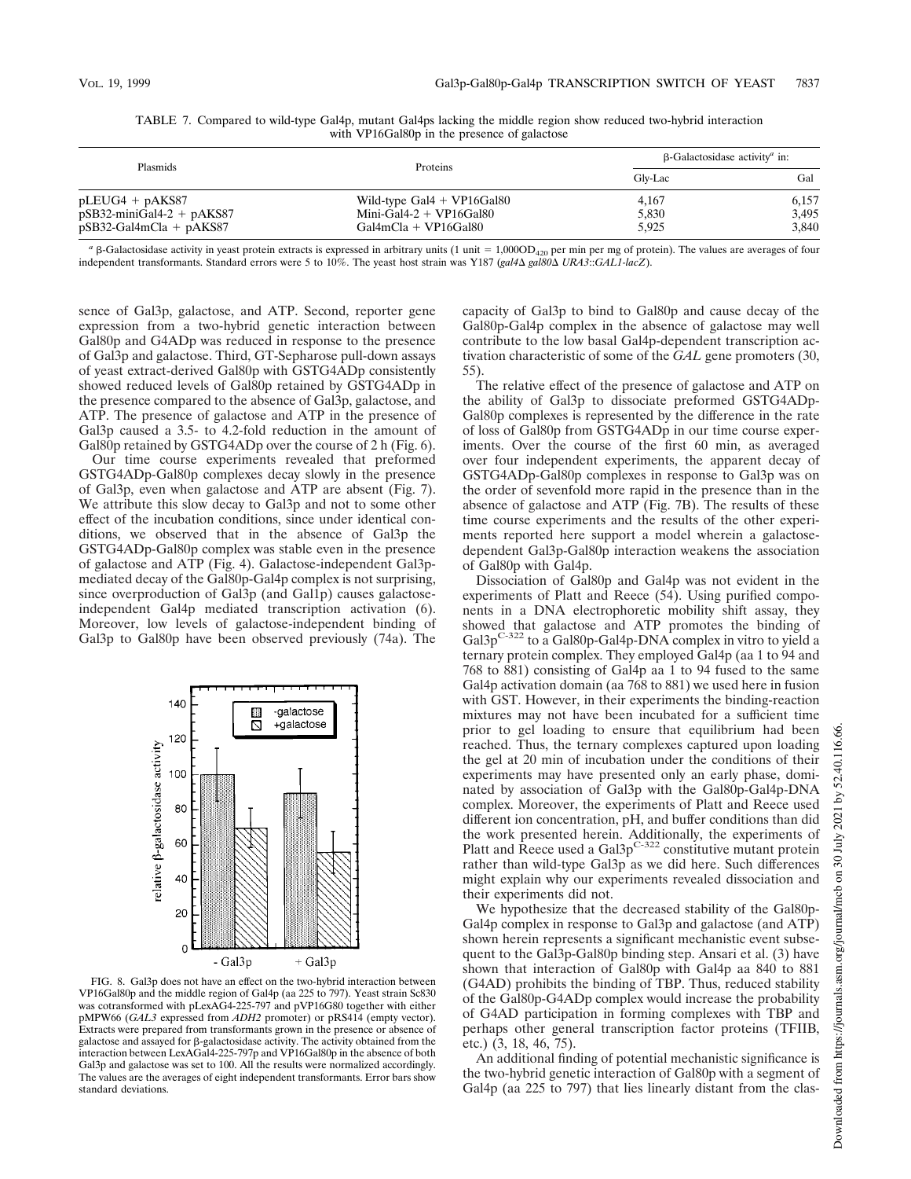TABLE 7. Compared to wild-type Gal4p, mutant Gal4ps lacking the middle region show reduced two-hybrid interaction with VP16Gal80p in the presence of galactose

| Plasmids | Proteins | β-Galactosidase activity[a] in: | |
|---|---|---|---|
| | | Gly-Lac | Gal |
| pLEUG4 + pAKS87 | Wild-type Gal4 + VP16Gal80 | 4,167 | 6,157 |
| pSB32-miniGal4-2 + pAKS87 | Mini-Gal4-2 + VP16Gal80 | 5,830 | 3,495 |
| pSB32-Gal4mCla + pAKS87 | Gal4mCla + VP16Gal80 | 5,925 | 3,840 |

[a] β-Galactosidase activity in yeast protein extracts is expressed in arbitrary units (1 unit = $1{,}000\mathrm{OD}_{420}$ per min per mg of protein). The values are averages of four independent transformants. Standard errors were 5 to 10%. The yeast host strain was Y187 (*gal4*Δ *gal80*Δ *URA3*::*GAL1-lacZ*).

sence of Gal3p, galactose, and ATP. Second, reporter gene expression from a two-hybrid genetic interaction between Gal80p and G4ADp was reduced in response to the presence of Gal3p and galactose. Third, GT-Sepharose pull-down assays of yeast extract-derived Gal80p with GSTG4ADp consistently showed reduced levels of Gal80p retained by GSTG4ADp in the presence compared to the absence of Gal3p, galactose, and ATP. The presence of galactose and ATP in the presence of Gal3p caused a 3.5- to 4.2-fold reduction in the amount of Gal80p retained by GSTG4ADp over the course of 2 h (Fig. 6).

Our time course experiments revealed that preformed GSTG4ADp-Gal80p complexes decay slowly in the presence of Gal3p, even when galactose and ATP are absent (Fig. 7). We attribute this slow decay to Gal3p and not to some other effect of the incubation conditions, since under identical conditions, we observed that in the absence of Gal3p the GSTG4ADp-Gal80p complex was stable even in the presence of galactose and ATP (Fig. 4). Galactose-independent Gal3p-mediated decay of the Gal80p-Gal4p complex is not surprising, since overproduction of Gal3p (and Gal1p) causes galactose-independent Gal4p mediated transcription activation (6). Moreover, low levels of galactose-independent binding of Gal3p to Gal80p have been observed previously (74a). The capacity of Gal3p to bind to Gal80p and cause decay of the Gal80p-Gal4p complex in the absence of galactose may well contribute to the low basal Gal4p-dependent transcription activation characteristic of some of the *GAL* gene promoters (30, 55).

140
120
100
80
60
40
20
0
relative β-galactosidase activity
-galactose
+galactose
- Gal3p
+ Gal3p

FIG. 8. Gal3p does not have an effect on the two-hybrid interaction between VP16Gal80p and the middle region of Gal4p (aa 225 to 797). Yeast strain Sc830 was cotransformed with pLexAG4-225-797 and pVP16G80 together with either pMPW66 (*GAL3* expressed from *ADH2* promoter) or pRS414 (empty vector). Extracts were prepared from transformants grown in the presence or absence of galactose and assayed for β-galactosidase activity. The activity obtained from the interaction between LexAGal4-225-797p and VP16Gal80p in the absence of both Gal3p and galactose was set to 100. All the results were normalized accordingly. The values are the averages of eight independent transformants. Error bars show standard deviations.

The relative effect of the presence of galactose and ATP on the ability of Gal3p to dissociate preformed GSTG4ADp-Gal80p complexes is represented by the difference in the rate of loss of Gal80p from GSTG4ADp in our time course experiments. Over the course of the first 60 min, as averaged over four independent experiments, the apparent decay of GSTG4ADp-Gal80p complexes in response to Gal3p was on the order of sevenfold more rapid in the presence than in the absence of galactose and ATP (Fig. 7B). The results of these time course experiments and the results of the other experiments reported here support a model wherein a galactose-dependent Gal3p-Gal80p interaction weakens the association of Gal80p with Gal4p.

Dissociation of Gal80p and Gal4p was not evident in the experiments of Platt and Reece (54). Using purified components in a DNA electrophoretic mobility shift assay, they showed that galactose and ATP promotes the binding of Gal3p$^{C\text{-}322}$ to a Gal80p-Gal4p-DNA complex in vitro to yield a ternary protein complex. They employed Gal4p (aa 1 to 94 and 768 to 881) consisting of Gal4p aa 1 to 94 fused to the same Gal4p activation domain (aa 768 to 881) we used here in fusion with GST. However, in their experiments the binding-reaction mixtures may not have been incubated for a sufficient time prior to gel loading to ensure that equilibrium had been reached. Thus, the ternary complexes captured upon loading the gel at 20 min of incubation under the conditions of their experiments may have presented only an early phase, dominated by association of Gal3p with the Gal80p-Gal4p-DNA complex. Moreover, the experiments of Platt and Reece used different ion concentration, pH, and buffer conditions than did the work presented herein. Additionally, the experiments of Platt and Reece used a Gal3p$^{C\text{-}322}$ constitutive mutant protein rather than wild-type Gal3p as we did here. Such differences might explain why our experiments revealed dissociation and their experiments did not.

We hypothesize that the decreased stability of the Gal80p-Gal4p complex in response to Gal3p and galactose (and ATP) shown herein represents a significant mechanistic event subsequent to the Gal3p-Gal80p binding step. Ansari et al. (3) have shown that interaction of Gal80p with Gal4p aa 840 to 881 (G4AD) prohibits the binding of TBP. Thus, reduced stability of the Gal80p-G4ADp complex would increase the probability of G4AD participation in forming complexes with TBP and perhaps other general transcription factor proteins (TFIIB, etc.) (3, 18, 46, 75).

An additional finding of potential mechanistic significance is the two-hybrid genetic interaction of Gal80p with a segment of Gal4p (aa 225 to 797) that lies linearly distant from the clas-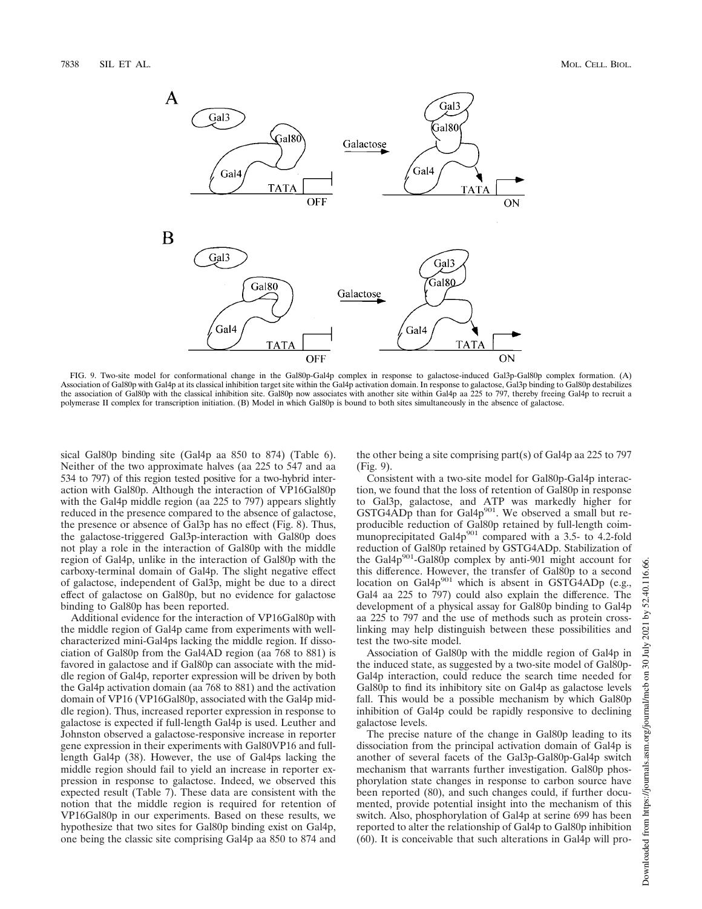A

Gal3

Gal80

Gal4

TATA

OFF

Galactose

Gal3

Gal80

Gal4

TATA

ON

B

Gal3

Gal80

Gal4

TATA

OFF

Galactose

Gal3

Gal80

Gal4

TATA

ON

FIG. 9. Two-site model for conformational change in the Gal80p-Gal4p complex in response to galactose-induced Gal3p-Gal80p complex formation. (A) Association of Gal80p with Gal4p at its classical inhibition target site within the Gal4p activation domain. In response to galactose, Gal3p binding to Gal80p destabilizes the association of Gal80p with the classical inhibition site. Gal80p now associates with another site within Gal4p aa 225 to 797, thereby freeing Gal4p to recruit a polymerase II complex for transcription initiation. (B) Model in which Gal80p is bound to both sites simultaneously in the absence of galactose.

sical Gal80p binding site (Gal4p aa 850 to 874) (Table 6). Neither of the two approximate halves (aa 225 to 547 and aa 534 to 797) of this region tested positive for a two-hybrid interaction with Gal80p. Although the interaction of VP16Gal80p with the Gal4p middle region (aa 225 to 797) appears slightly reduced in the presence compared to the absence of galactose, the presence or absence of Gal3p has no effect (Fig. 8). Thus, the galactose-triggered Gal3p-interaction with Gal80p does not play a role in the interaction of Gal80p with the middle region of Gal4p, unlike in the interaction of Gal80p with the carboxy-terminal domain of Gal4p. The slight negative effect of galactose, independent of Gal3p, might be due to a direct effect of galactose on Gal80p, but no evidence for galactose binding to Gal80p has been reported.

Additional evidence for the interaction of VP16Gal80p with the middle region of Gal4p came from experiments with well-characterized mini-Gal4ps lacking the middle region. If dissociation of Gal80p from the Gal4AD region (aa 768 to 881) is favored in galactose and if Gal80p can associate with the middle region of Gal4p, reporter expression will be driven by both the Gal4p activation domain (aa 768 to 881) and the activation domain of VP16 (VP16Gal80p, associated with the Gal4p middle region). Thus, increased reporter expression in response to galactose is expected if full-length Gal4p is used. Leuther and Johnston observed a galactose-responsive increase in reporter gene expression in their experiments with Gal80VP16 and full-length Gal4p (38). However, the use of Gal4ps lacking the middle region should fail to yield an increase in reporter expression in response to galactose. Indeed, we observed this expected result (Table 7). These data are consistent with the notion that the middle region is required for retention of VP16Gal80p in our experiments. Based on these results, we hypothesize that two sites for Gal80p binding exist on Gal4p, one being the classic site comprising Gal4p aa 850 to 874 and the other being a site comprising part(s) of Gal4p aa 225 to 797 (Fig. 9).

Consistent with a two-site model for Gal80p-Gal4p interaction, we found that the loss of retention of Gal80p in response to Gal3p, galactose, and ATP was markedly higher for GSTG4ADp than for $Gal4p^{901}$. We observed a small but reproducible reduction of Gal80p retained by full-length coimmunoprecipitated $Gal4p^{901}$ compared with a 3.5- to 4.2-fold reduction of Gal80p retained by GSTG4ADp. Stabilization of the $Gal4p^{901}$-Gal80p complex by anti-901 might account for this difference. However, the transfer of Gal80p to a second location on $Gal4p^{901}$ which is absent in GSTG4ADp (e.g., Gal4 aa 225 to 797) could also explain the difference. The development of a physical assay for Gal80p binding to Gal4p aa 225 to 797 and the use of methods such as protein cross-linking may help distinguish between these possibilities and test the two-site model.

Association of Gal80p with the middle region of Gal4p in the induced state, as suggested by a two-site model of Gal80p-Gal4p interaction, could reduce the search time needed for Gal80p to find its inhibitory site on Gal4p as galactose levels fall. This would be a possible mechanism by which Gal80p inhibition of Gal4p could be rapidly responsive to declining galactose levels.

The precise nature of the change in Gal80p leading to its dissociation from the principal activation domain of Gal4p is another of several facets of the Gal3p-Gal80p-Gal4p switch mechanism that warrants further investigation. Gal80p phosphorylation state changes in response to carbon source have been reported (80), and such changes could, if further documented, provide potential insight into the mechanism of this switch. Also, phosphorylation of Gal4p at serine 699 has been reported to alter the relationship of Gal4p to Gal80p inhibition (60). It is conceivable that such alterations in Gal4p will pro-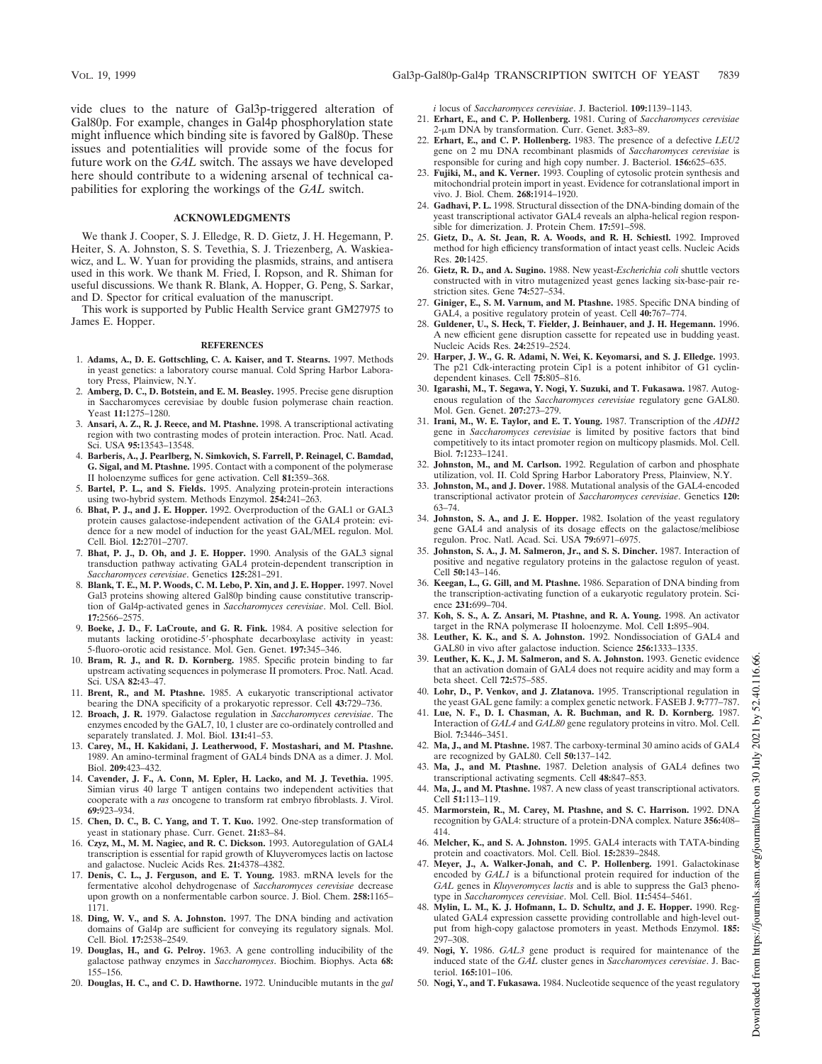vide clues to the nature of Gal3p-triggered alteration of Gal80p. For example, changes in Gal4p phosphorylation state might influence which binding site is favored by Gal80p. These issues and potentialities will provide some of the focus for future work on the *GAL* switch. The assays we have developed here should contribute to a widening arsenal of technical capabilities for exploring the workings of the *GAL* switch.

## ACKNOWLEDGMENTS

We thank J. Cooper, S. J. Elledge, R. D. Gietz, J. H. Hegemann, P. Heiter, S. A. Johnston, S. S. Tevethia, S. J. Triezenberg, A. Waskieawicz, and L. W. Yuan for providing the plasmids, strains, and antisera used in this work. We thank M. Fried, I. Ropson, and R. Shiman for useful discussions. We thank R. Blank, A. Hopper, G. Peng, S. Sarkar, and D. Spector for critical evaluation of the manuscript.

This work is supported by Public Health Service grant GM27975 to James E. Hopper.

## REFERENCES

1. **Adams, A., D. E. Gottschling, C. A. Kaiser, and T. Stearns.** 1997. Methods in yeast genetics: a laboratory course manual. Cold Spring Harbor Laboratory Press, Plainview, N.Y.
2. **Amberg, D. C., D. Botstein, and E. M. Beasley.** 1995. Precise gene disruption in Saccharomyces cerevisiae by double fusion polymerase chain reaction. Yeast **11:**1275–1280.
3. **Ansari, A. Z., R. J. Reece, and M. Ptashne.** 1998. A transcriptional activating region with two contrasting modes of protein interaction. Proc. Natl. Acad. Sci. USA **95:**13543–13548.
4. **Barberis, A., J. Pearlberg, N. Simkovich, S. Farrell, P. Reinagel, C. Bamdad, G. Sigal, and M. Ptashne.** 1995. Contact with a component of the polymerase II holoenzyme suffices for gene activation. Cell **81:**359–368.
5. **Bartel, P. L., and S. Fields.** 1995. Analyzing protein-protein interactions using two-hybrid system. Methods Enzymol. **254:**241–263.
6. **Bhat, P. J., and J. E. Hopper.** 1992. Overproduction of the GAL1 or GAL3 protein causes galactose-independent activation of the GAL4 protein: evidence for a new model of induction for the yeast GAL/MEL regulon. Mol. Cell. Biol. **12:**2701–2707.
7. **Bhat, P. J., D. Oh, and J. E. Hopper.** 1990. Analysis of the GAL3 signal transduction pathway activating GAL4 protein-dependent transcription in *Saccharomyces cerevisiae*. Genetics **125:**281–291.
8. **Blank, T. E., M. P. Woods, C. M. Lebo, P. Xin, and J. E. Hopper.** 1997. Novel Gal3 proteins showing altered Gal80p binding cause constitutive transcription of Gal4p-activated genes in *Saccharomyces cerevisiae*. Mol. Cell. Biol. **17:**2566–2575.
9. **Boeke, J. D., F. LaCroute, and G. R. Fink.** 1984. A positive selection for mutants lacking orotidine-5′-phosphate decarboxylase activity in yeast: 5-fluoro-orotic acid resistance. Mol. Gen. Genet. **197:**345–346.
10. **Bram, R. J., and R. D. Kornberg.** 1985. Specific protein binding to far upstream activating sequences in polymerase II promoters. Proc. Natl. Acad. Sci. USA **82:**43–47.
11. **Brent, R., and M. Ptashne.** 1985. A eukaryotic transcriptional activator bearing the DNA specificity of a prokaryotic repressor. Cell **43:**729–736.
12. **Broach, J. R.** 1979. Galactose regulation in *Saccharomyces cerevisiae*. The enzymes encoded by the GAL7, 10, 1 cluster are co-ordinately controlled and separately translated. J. Mol. Biol. **131:**41–53.
13. **Carey, M., H. Kakidani, J. Leatherwood, F. Mostashari, and M. Ptashne.** 1989. An amino-terminal fragment of GAL4 binds DNA as a dimer. J. Mol. Biol. **209:**423–432.
14. **Cavender, J. F., A. Conn, M. Epler, H. Lacko, and M. J. Tevethia.** 1995. Simian virus 40 large T antigen contains two independent activities that cooperate with a *ras* oncogene to transform rat embryo fibroblasts. J. Virol. **69:**923–934.
15. **Chen, D. C., B. C. Yang, and T. T. Kuo.** 1992. One-step transformation of yeast in stationary phase. Curr. Genet. **21:**83–84.
16. **Czyz, M., M. M. Nagiec, and R. C. Dickson.** 1993. Autoregulation of GAL4 transcription is essential for rapid growth of Kluyveromyces lactis on lactose and galactose. Nucleic Acids Res. **21:**4378–4382.
17. **Denis, C. L., J. Ferguson, and E. T. Young.** 1983. mRNA levels for the fermentative alcohol dehydrogenase of *Saccharomyces cerevisiae* decrease upon growth on a nonfermentable carbon source. J. Biol. Chem. **258:**1165–1171.
18. **Ding, W. V., and S. A. Johnston.** 1997. The DNA binding and activation domains of Gal4p are sufficient for conveying its regulatory signals. Mol. Cell. Biol. **17:**2538–2549.
19. **Douglas, H., and G. Pelroy.** 1963. A gene controlling inducibility of the galactose pathway enzymes in *Saccharomyces*. Biochim. Biophys. Acta **68:** 155–156.
20. **Douglas, H. C., and C. D. Hawthorne.** 1972. Uninducible mutants in the *gal i* locus of *Saccharomyces cerevisiae*. J. Bacteriol. **109:**1139–1143.
21. **Erhart, E., and C. P. Hollenberg.** 1981. Curing of *Saccharomyces cerevisiae* 2-μm DNA by transformation. Curr. Genet. **3:**83–89.
22. **Erhart, E., and C. P. Hollenberg.** 1983. The presence of a defective *LEU2* gene on 2 mu DNA recombinant plasmids of *Saccharomyces cerevisiae* is responsible for curing and high copy number. J. Bacteriol. **156:**625–635.
23. **Fujiki, M., and K. Verner.** 1993. Coupling of cytosolic protein synthesis and mitochondrial protein import in yeast. Evidence for cotranslational import in vivo. J. Biol. Chem. **268:**1914–1920.
24. **Gadhavi, P. L.** 1998. Structural dissection of the DNA-binding domain of the yeast transcriptional activator GAL4 reveals an alpha-helical region responsible for dimerization. J. Protein Chem. **17:**591–598.
25. **Gietz, D., A. St. Jean, R. A. Woods, and R. H. Schiestl.** 1992. Improved method for high efficiency transformation of intact yeast cells. Nucleic Acids Res. **20:**1425.
26. **Gietz, R. D., and A. Sugino.** 1988. New yeast-*Escherichia coli* shuttle vectors constructed with in vitro mutagenized yeast genes lacking six-base-pair restriction sites. Gene **74:**527–534.
27. **Giniger, E., S. M. Varnum, and M. Ptashne.** 1985. Specific DNA binding of GAL4, a positive regulatory protein of yeast. Cell **40:**767–774.
28. **Guldener, U., S. Heck, T. Fielder, J. Beinhauer, and J. H. Hegemann.** 1996. A new efficient gene disruption cassette for repeated use in budding yeast. Nucleic Acids Res. **24:**2519–2524.
29. **Harper, J. W., G. R. Adami, N. Wei, K. Keyomarsi, and S. J. Elledge.** 1993. The p21 Cdk-interacting protein Cip1 is a potent inhibitor of G1 cyclin-dependent kinases. Cell **75:**805–816.
30. **Igarashi, M., T. Segawa, Y. Nogi, Y. Suzuki, and T. Fukasawa.** 1987. Autogenous regulation of the *Saccharomyces cerevisiae* regulatory gene GAL80. Mol. Gen. Genet. **207:**273–279.
31. **Irani, M., W. E. Taylor, and E. T. Young.** 1987. Transcription of the *ADH2* gene in *Saccharomyces cerevisiae* is limited by positive factors that bind competitively to its intact promoter region on multicopy plasmids. Mol. Cell. Biol. **7:**1233–1241.
32. **Johnston, M., and M. Carlson.** 1992. Regulation of carbon and phosphate utilization, vol. II. Cold Spring Harbor Laboratory Press, Plainview, N.Y.
33. **Johnston, M., and J. Dover.** 1988. Mutational analysis of the GAL4-encoded transcriptional activator protein of *Saccharomyces cerevisiae*. Genetics **120:** 63–74.
34. **Johnston, S. A., and J. E. Hopper.** 1982. Isolation of the yeast regulatory gene GAL4 and analysis of its dosage effects on the galactose/melibiose regulon. Proc. Natl. Acad. Sci. USA **79:**6971–6975.
35. **Johnston, S. A., J. M. Salmeron, Jr., and S. S. Dincher.** 1987. Interaction of positive and negative regulatory proteins in the galactose regulon of yeast. Cell **50:**143–146.
36. **Keegan, L., G. Gill, and M. Ptashne.** 1986. Separation of DNA binding from the transcription-activating function of a eukaryotic regulatory protein. Science **231:**699–704.
37. **Koh, S. S., A. Z. Ansari, M. Ptashne, and R. A. Young.** 1998. An activator target in the RNA polymerase II holoenzyme. Mol. Cell **1:**895–904.
38. **Leuther, K. K., and S. A. Johnston.** 1992. Nondissociation of GAL4 and GAL80 in vivo after galactose induction. Science **256:**1333–1335.
39. **Leuther, K. K., J. M. Salmeron, and S. A. Johnston.** 1993. Genetic evidence that an activation domain of GAL4 does not require acidity and may form a beta sheet. Cell **72:**575–585.
40. **Lohr, D., P. Venkov, and J. Zlatanova.** 1995. Transcriptional regulation in the yeast GAL gene family: a complex genetic network. FASEB J. **9:**777–787.
41. **Lue, N. F., D. I. Chasman, A. R. Buchman, and R. D. Kornberg.** 1987. Interaction of *GAL4* and *GAL80* gene regulatory proteins in vitro. Mol. Cell. Biol. **7:**3446–3451.
42. **Ma, J., and M. Ptashne.** 1987. The carboxy-terminal 30 amino acids of GAL4 are recognized by GAL80. Cell **50:**137–142.
43. **Ma, J., and M. Ptashne.** 1987. Deletion analysis of GAL4 defines two transcriptional activating segments. Cell **48:**847–853.
44. **Ma, J., and M. Ptashne.** 1987. A new class of yeast transcriptional activators. Cell **51:**113–119.
45. **Marmorstein, R., M. Carey, M. Ptashne, and S. C. Harrison.** 1992. DNA recognition by GAL4: structure of a protein-DNA complex. Nature **356:**408–414.
46. **Melcher, K., and S. A. Johnston.** 1995. GAL4 interacts with TATA-binding protein and coactivators. Mol. Cell. Biol. **15:**2839–2848.
47. **Meyer, J., A. Walker-Jonah, and C. P. Hollenberg.** 1991. Galactokinase encoded by *GAL1* is a bifunctional protein required for induction of the *GAL* genes in *Kluyveromyces lactis* and is able to suppress the Gal3 phenotype in *Saccharomyces cerevisiae*. Mol. Cell. Biol. **11:**5454–5461.
48. **Mylin, L. M., K. J. Hofmann, L. D. Schultz, and J. E. Hopper.** 1990. Regulated GAL4 expression cassette providing controllable and high-level output from high-copy galactose promoters in yeast. Methods Enzymol. **185:** 297–308.
49. **Nogi, Y.** 1986. *GAL3* gene product is required for maintenance of the induced state of the *GAL* cluster genes in *Saccharomyces cerevisiae*. J. Bacteriol. **165:**101–106.
50. **Nogi, Y., and T. Fukasawa.** 1984. Nucleotide sequence of the yeast regulatory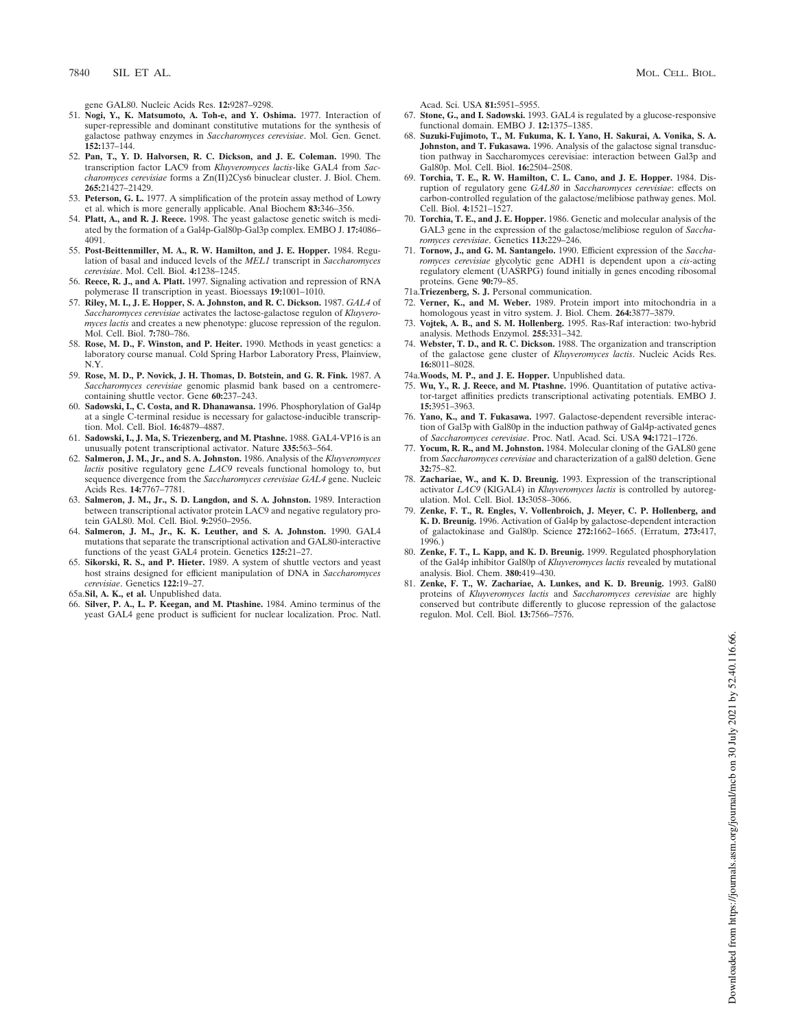gene GAL80. Nucleic Acids Res. **12:**9287–9298.

51. **Nogi, Y., K. Matsumoto, A. Toh-e, and Y. Oshima.** 1977. Interaction of super-repressible and dominant constitutive mutations for the synthesis of galactose pathway enzymes in *Saccharomyces cerevisiae*. Mol. Gen. Genet. **152:**137–144.
52. **Pan, T., Y. D. Halvorsen, R. C. Dickson, and J. E. Coleman.** 1990. The transcription factor LAC9 from *Kluyveromyces lactis*-like GAL4 from *Saccharomyces cerevisiae* forms a Zn(II)2Cys6 binuclear cluster. J. Biol. Chem. **265:**21427–21429.
53. **Peterson, G. L.** 1977. A simplification of the protein assay method of Lowry et al. which is more generally applicable. Anal Biochem **83:**346–356.
54. **Platt, A., and R. J. Reece.** 1998. The yeast galactose genetic switch is mediated by the formation of a Gal4p-Gal80p-Gal3p complex. EMBO J. **17:**4086–4091.
55. **Post-Beittenmiller, M. A., R. W. Hamilton, and J. E. Hopper.** 1984. Regulation of basal and induced levels of the *MEL1* transcript in *Saccharomyces cerevisiae*. Mol. Cell. Biol. **4:**1238–1245.
56. **Reece, R. J., and A. Platt.** 1997. Signaling activation and repression of RNA polymerase II transcription in yeast. Bioessays **19:**1001–1010.
57. **Riley, M. I., J. E. Hopper, S. A. Johnston, and R. C. Dickson.** 1987. *GAL4* of *Saccharomyces cerevisiae* activates the lactose-galactose regulon of *Kluyveromyces lactis* and creates a new phenotype: glucose repression of the regulon. Mol. Cell. Biol. **7:**780–786.
58. **Rose, M. D., F. Winston, and P. Heiter.** 1990. Methods in yeast genetics: a laboratory course manual. Cold Spring Harbor Laboratory Press, Plainview, N.Y.
59. **Rose, M. D., P. Novick, J. H. Thomas, D. Botstein, and G. R. Fink.** 1987. A *Saccharomyces cerevisiae* genomic plasmid bank based on a centromere-containing shuttle vector. Gene **60:**237–243.
60. **Sadowski, I., C. Costa, and R. Dhanawansa.** 1996. Phosphorylation of Gal4p at a single C-terminal residue is necessary for galactose-inducible transcription. Mol. Cell. Biol. **16:**4879–4887.
61. **Sadowski, I., J. Ma, S. Triezenberg, and M. Ptashne.** 1988. GAL4-VP16 is an unusually potent transcriptional activator. Nature **335:**563–564.
62. **Salmeron, J. M., Jr., and S. A. Johnston.** 1986. Analysis of the *Kluyveromyces lactis* positive regulatory gene *LAC9* reveals functional homology to, but sequence divergence from the *Saccharomyces cerevisiae GAL4* gene. Nucleic Acids Res. **14:**7767–7781.
63. **Salmeron, J. M., Jr., S. D. Langdon, and S. A. Johnston.** 1989. Interaction between transcriptional activator protein LAC9 and negative regulatory protein GAL80. Mol. Cell. Biol. **9:**2950–2956.
64. **Salmeron, J. M., Jr., K. K. Leuther, and S. A. Johnston.** 1990. GAL4 mutations that separate the transcriptional activation and GAL80-interactive functions of the yeast GAL4 protein. Genetics **125:**21–27.
65. **Sikorski, R. S., and P. Hieter.** 1989. A system of shuttle vectors and yeast host strains designed for efficient manipulation of DNA in *Saccharomyces cerevisiae*. Genetics **122:**19–27.

65a. **Sil, A. K., et al.** Unpublished data.

66. **Silver, P. A., L. P. Keegan, and M. Ptashne.** 1984. Amino terminus of the yeast GAL4 gene product is sufficient for nuclear localization. Proc. Natl. Acad. Sci. USA **81:**5951–5955.
67. **Stone, G., and I. Sadowski.** 1993. GAL4 is regulated by a glucose-responsive functional domain. EMBO J. **12:**1375–1385.
68. **Suzuki-Fujimoto, T., M. Fukuma, K. I. Yano, H. Sakurai, A. Vonika, S. A. Johnston, and T. Fukasawa.** 1996. Analysis of the galactose signal transduction pathway in Saccharomyces cerevisiae: interaction between Gal3p and Gal80p. Mol. Cell. Biol. **16:**2504–2508.
69. **Torchia, T. E., R. W. Hamilton, C. L. Cano, and J. E. Hopper.** 1984. Disruption of regulatory gene *GAL80* in *Saccharomyces cerevisiae*: effects on carbon-controlled regulation of the galactose/melibiose pathway genes. Mol. Cell. Biol. **4:**1521–1527.
70. **Torchia, T. E., and J. E. Hopper.** 1986. Genetic and molecular analysis of the GAL3 gene in the expression of the galactose/melibiose regulon of *Saccharomyces cerevisiae*. Genetics **113:**229–246.
71. **Tornow, J., and G. M. Santangelo.** 1990. Efficient expression of the *Saccharomyces cerevisiae* glycolytic gene ADH1 is dependent upon a *cis*-acting regulatory element (UASRPG) found initially in genes encoding ribosomal proteins. Gene **90:**79–85.

71a. **Triezenberg, S. J.** Personal communication.

72. **Verner, K., and M. Weber.** 1989. Protein import into mitochondria in a homologous yeast in vitro system. J. Biol. Chem. **264:**3877–3879.
73. **Vojtek, A. B., and S. M. Hollenberg.** 1995. Ras-Raf interaction: two-hybrid analysis. Methods Enzymol. **255:**331–342.
74. **Webster, T. D., and R. C. Dickson.** 1988. The organization and transcription of the galactose gene cluster of *Kluyveromyces lactis*. Nucleic Acids Res. **16:**8011–8028.

74a. **Woods, M. P., and J. E. Hopper.** Unpublished data.

75. **Wu, Y., R. J. Reece, and M. Ptashne.** 1996. Quantitation of putative activator-target affinities predicts transcriptional activating potentials. EMBO J. **15:**3951–3963.
76. **Yano, K., and T. Fukasawa.** 1997. Galactose-dependent reversible interaction of Gal3p with Gal80p in the induction pathway of Gal4p-activated genes of *Saccharomyces cerevisiae*. Proc. Natl. Acad. Sci. USA **94:**1721–1726.
77. **Yocum, R. R., and M. Johnston.** 1984. Molecular cloning of the GAL80 gene from *Saccharomyces cerevisiae* and characterization of a gal80 deletion. Gene **32:**75–82.
78. **Zachariae, W., and K. D. Breunig.** 1993. Expression of the transcriptional activator *LAC9* (KlGAL4) in *Kluyveromyces lactis* is controlled by autoregulation. Mol. Cell. Biol. **13:**3058–3066.
79. **Zenke, F. T., R. Engles, V. Vollenbroich, J. Meyer, C. P. Hollenberg, and K. D. Breunig.** 1996. Activation of Gal4p by galactose-dependent interaction of galactokinase and Gal80p. Science **272:**1662–1665. (Erratum, **273:**417, 1996.)
80. **Zenke, F. T., L. Kapp, and K. D. Breunig.** 1999. Regulated phosphorylation of the Gal4p inhibitor Gal80p of *Kluyveromyces lactis* revealed by mutational analysis. Biol. Chem. **380:**419–430.
81. **Zenke, F. T., W. Zachariae, A. Lunkes, and K. D. Breunig.** 1993. Gal80 proteins of *Kluyveromyces lactis* and *Saccharomyces cerevisiae* are highly conserved but contribute differently to glucose repression of the galactose regulon. Mol. Cell. Biol. **13:**7566–7576.